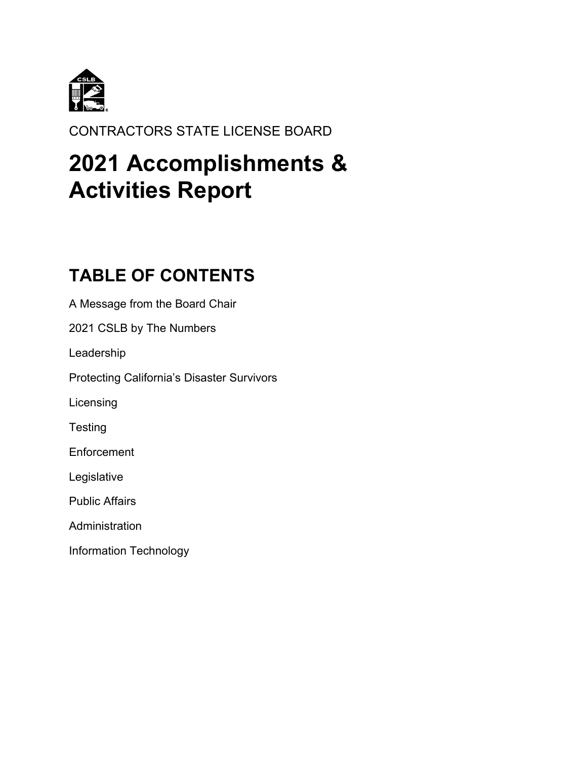CONTRACTORS STATE LICENSE BOARD

# 2021 Accomplishments & Activities Report

## TABLE OF CONTENTS

A Message from the Board Chair

2021 CSLB by The Numbers

Leadership

Protecting California's Disaster Survivors

Licensing

Testing

Enforcement

Legislative

Public Affairs

Administration

Information Technology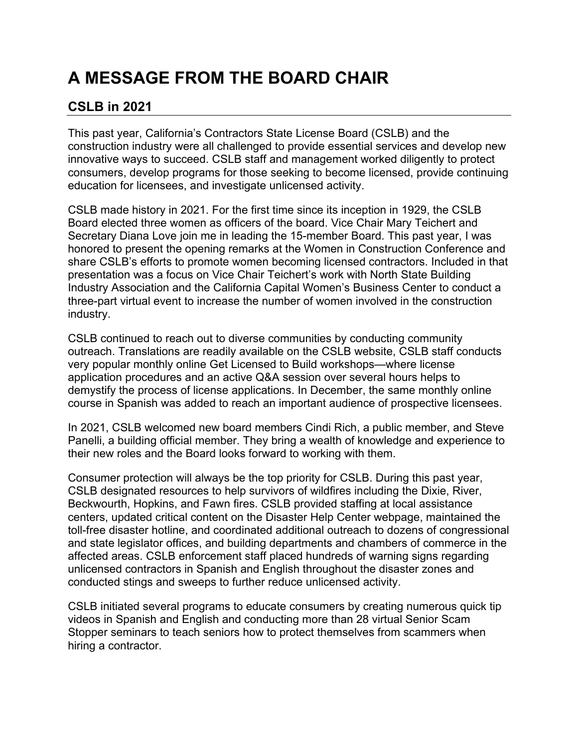# A MESSAGE FROM THE BOARD CHAIR

## CSLB in 2021

This past year, California's Contractors State License Board (CSLB) and the construction industry were all challenged to provide essential services and develop new innovative ways to succeed. CSLB staff and management worked diligently to protect consumers, develop programs for those seeking to become licensed, provide continuing education for licensees, and investigate unlicensed activity.

CSLB made history in 2021. For the first time since its inception in 1929, the CSLB Board elected three women as officers of the board. Vice Chair Mary Teichert and Secretary Diana Love join me in leading the 15-member Board. This past year, I was honored to present the opening remarks at the Women in Construction Conference and share CSLB's efforts to promote women becoming licensed contractors. Included in that presentation was a focus on Vice Chair Teichert's work with North State Building Industry Association and the California Capital Women's Business Center to conduct a three-part virtual event to increase the number of women involved in the construction industry.

CSLB continued to reach out to diverse communities by conducting community outreach. Translations are readily available on the CSLB website, CSLB staff conducts very popular monthly online Get Licensed to Build workshops—where license application procedures and an active Q&A session over several hours helps to demystify the process of license applications. In December, the same monthly online course in Spanish was added to reach an important audience of prospective licensees.

In 2021, CSLB welcomed new board members Cindi Rich, a public member, and Steve Panelli, a building official member. They bring a wealth of knowledge and experience to their new roles and the Board looks forward to working with them.

Consumer protection will always be the top priority for CSLB. During this past year, CSLB designated resources to help survivors of wildfires including the Dixie, River, Beckwourth, Hopkins, and Fawn fires. CSLB provided staffing at local assistance centers, updated critical content on the Disaster Help Center webpage, maintained the toll-free disaster hotline, and coordinated additional outreach to dozens of congressional and state legislator offices, and building departments and chambers of commerce in the affected areas. CSLB enforcement staff placed hundreds of warning signs regarding unlicensed contractors in Spanish and English throughout the disaster zones and conducted stings and sweeps to further reduce unlicensed activity.

CSLB initiated several programs to educate consumers by creating numerous quick tip videos in Spanish and English and conducting more than 28 virtual Senior Scam Stopper seminars to teach seniors how to protect themselves from scammers when hiring a contractor.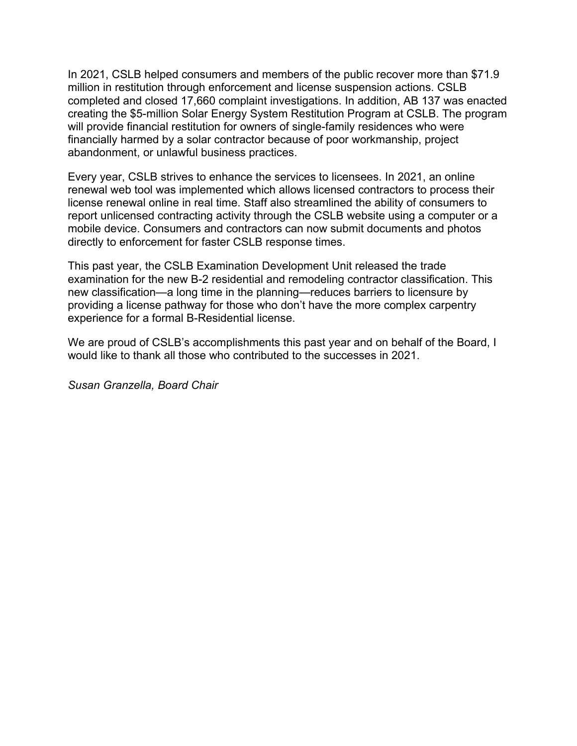In 2021, CSLB helped consumers and members of the public recover more than $71.9 million in restitution through enforcement and license suspension actions. CSLB completed and closed 17,660 complaint investigations. In addition, AB 137 was enacted creating the $5-million Solar Energy System Restitution Program at CSLB. The program will provide financial restitution for owners of single-family residences who were financially harmed by a solar contractor because of poor workmanship, project abandonment, or unlawful business practices.

Every year, CSLB strives to enhance the services to licensees. In 2021, an online renewal web tool was implemented which allows licensed contractors to process their license renewal online in real time. Staff also streamlined the ability of consumers to report unlicensed contracting activity through the CSLB website using a computer or a mobile device. Consumers and contractors can now submit documents and photos directly to enforcement for faster CSLB response times.

This past year, the CSLB Examination Development Unit released the trade examination for the new B-2 residential and remodeling contractor classification. This new classification—a long time in the planning—reduces barriers to licensure by providing a license pathway for those who don't have the more complex carpentry experience for a formal B-Residential license.

We are proud of CSLB's accomplishments this past year and on behalf of the Board, I would like to thank all those who contributed to the successes in 2021.

*Susan Granzella, Board Chair*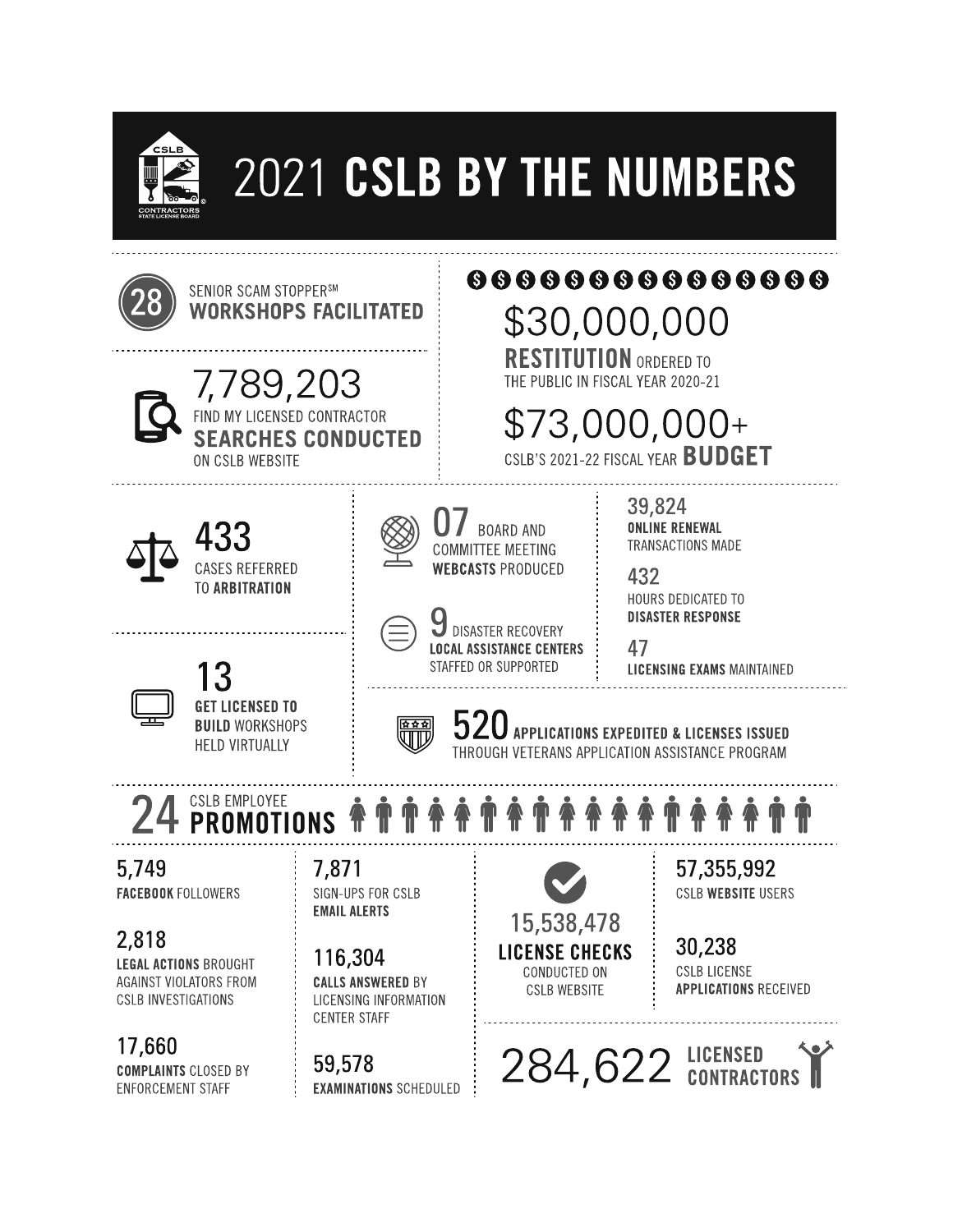# 2021 CSLB BY THE NUMBERS

**28** SENIOR SCAM STOPPER[SM] **WORKSHOPS FACILITATED**

**7,789,203** FIND MY LICENSED CONTRACTOR **SEARCHES CONDUCTED** ON CSLB WEBSITE

**$30,000,000** **RESTITUTION** ORDERED TO THE PUBLIC IN FISCAL YEAR 2020-21

**$73,000,000+** CSLB'S 2021-22 FISCAL YEAR **BUDGET**

**433** CASES REFERRED TO **ARBITRATION**

**07** BOARD AND COMMITTEE MEETING **WEBCASTS** PRODUCED

**9** DISASTER RECOVERY **LOCAL ASSISTANCE CENTERS** STAFFED OR SUPPORTED

**39,824** **ONLINE RENEWAL** TRANSACTIONS MADE

**432** HOURS DEDICATED TO **DISASTER RESPONSE**

**47** **LICENSING EXAMS** MAINTAINED

**13** **GET LICENSED TO BUILD** WORKSHOPS HELD VIRTUALLY

**520** **APPLICATIONS EXPEDITED & LICENSES ISSUED** THROUGH VETERANS APPLICATION ASSISTANCE PROGRAM

**24** CSLB EMPLOYEE **PROMOTIONS**

**5,749** **FACEBOOK** FOLLOWERS

**2,818** **LEGAL ACTIONS** BROUGHT AGAINST VIOLATORS FROM CSLB INVESTIGATIONS

**17,660** **COMPLAINTS** CLOSED BY ENFORCEMENT STAFF

**7,871** SIGN-UPS FOR CSLB **EMAIL ALERTS**

**116,304** **CALLS ANSWERED** BY LICENSING INFORMATION CENTER STAFF

**59,578** **EXAMINATIONS** SCHEDULED

**15,538,478** **LICENSE CHECKS** CONDUCTED ON CSLB WEBSITE

**57,355,992** CSLB **WEBSITE** USERS

**30,238** CSLB LICENSE **APPLICATIONS** RECEIVED

**284,622** **LICENSED CONTRACTORS**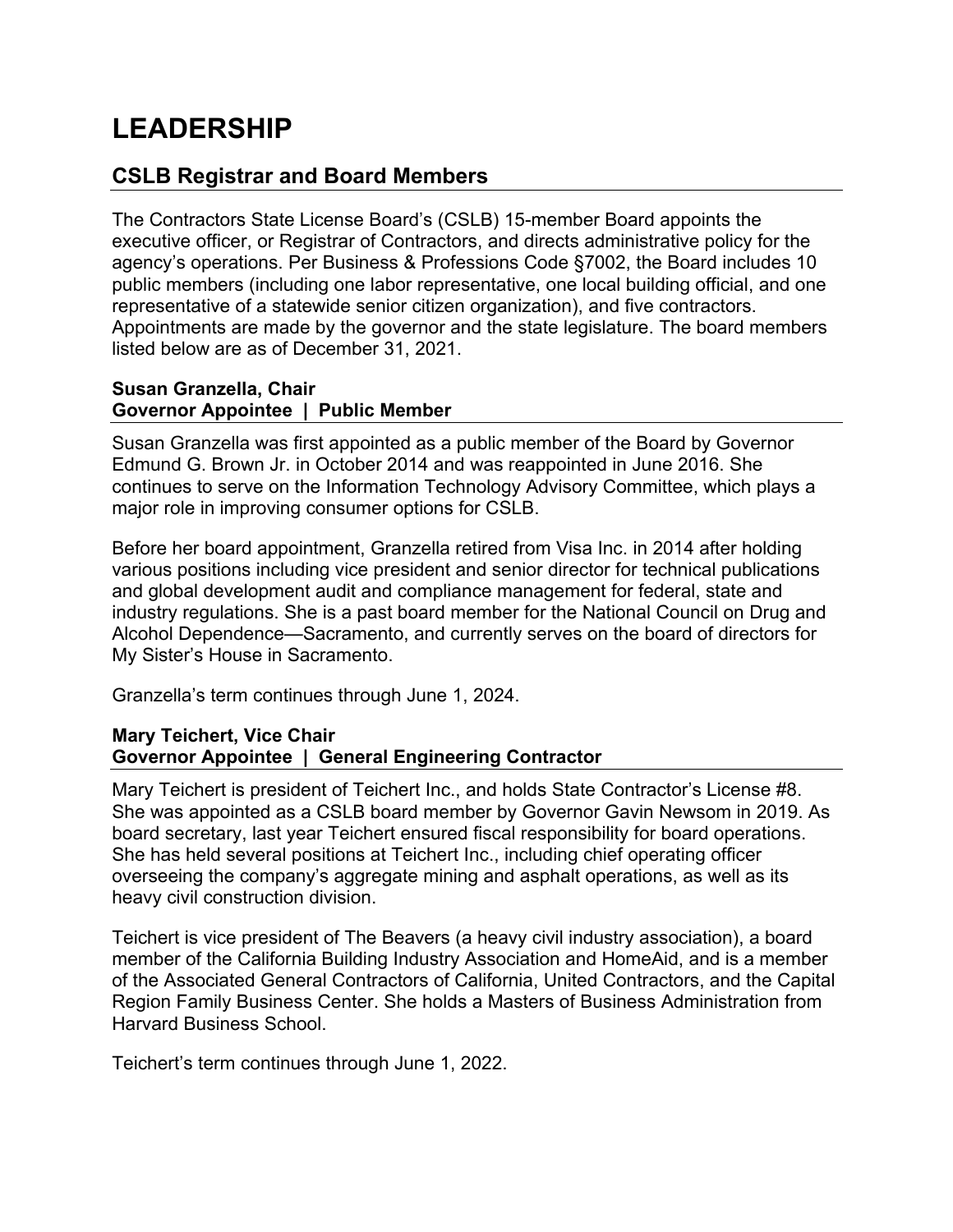# LEADERSHIP

## CSLB Registrar and Board Members

The Contractors State License Board's (CSLB) 15-member Board appoints the executive officer, or Registrar of Contractors, and directs administrative policy for the agency's operations. Per Business & Professions Code §7002, the Board includes 10 public members (including one labor representative, one local building official, and one representative of a statewide senior citizen organization), and five contractors. Appointments are made by the governor and the state legislature. The board members listed below are as of December 31, 2021.

### Susan Granzella, Chair
### Governor Appointee | Public Member

Susan Granzella was first appointed as a public member of the Board by Governor Edmund G. Brown Jr. in October 2014 and was reappointed in June 2016. She continues to serve on the Information Technology Advisory Committee, which plays a major role in improving consumer options for CSLB.

Before her board appointment, Granzella retired from Visa Inc. in 2014 after holding various positions including vice president and senior director for technical publications and global development audit and compliance management for federal, state and industry regulations. She is a past board member for the National Council on Drug and Alcohol Dependence—Sacramento, and currently serves on the board of directors for My Sister's House in Sacramento.

Granzella's term continues through June 1, 2024.

### Mary Teichert, Vice Chair
### Governor Appointee | General Engineering Contractor

Mary Teichert is president of Teichert Inc., and holds State Contractor's License #8. She was appointed as a CSLB board member by Governor Gavin Newsom in 2019. As board secretary, last year Teichert ensured fiscal responsibility for board operations. She has held several positions at Teichert Inc., including chief operating officer overseeing the company's aggregate mining and asphalt operations, as well as its heavy civil construction division.

Teichert is vice president of The Beavers (a heavy civil industry association), a board member of the California Building Industry Association and HomeAid, and is a member of the Associated General Contractors of California, United Contractors, and the Capital Region Family Business Center. She holds a Masters of Business Administration from Harvard Business School.

Teichert's term continues through June 1, 2022.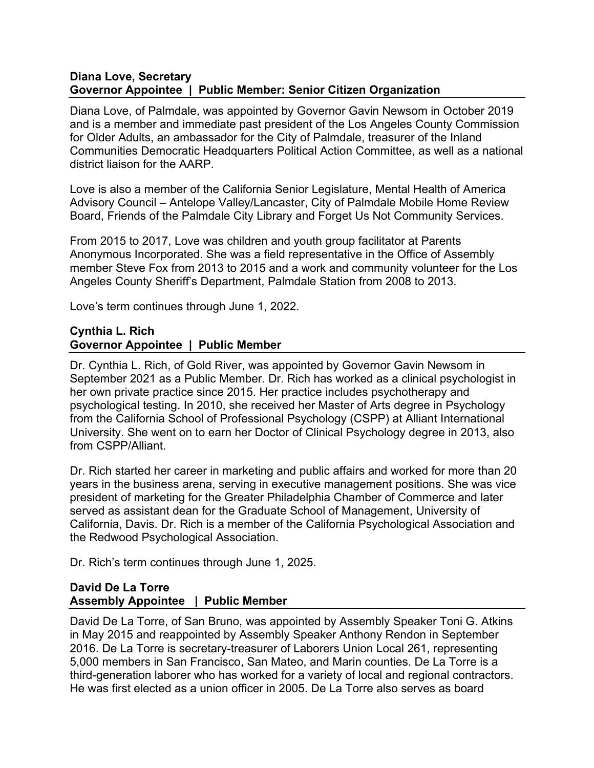**Diana Love, Secretary**
**Governor Appointee | Public Member: Senior Citizen Organization**

Diana Love, of Palmdale, was appointed by Governor Gavin Newsom in October 2019 and is a member and immediate past president of the Los Angeles County Commission for Older Adults, an ambassador for the City of Palmdale, treasurer of the Inland Communities Democratic Headquarters Political Action Committee, as well as a national district liaison for the AARP.

Love is also a member of the California Senior Legislature, Mental Health of America Advisory Council – Antelope Valley/Lancaster, City of Palmdale Mobile Home Review Board, Friends of the Palmdale City Library and Forget Us Not Community Services.

From 2015 to 2017, Love was children and youth group facilitator at Parents Anonymous Incorporated. She was a field representative in the Office of Assembly member Steve Fox from 2013 to 2015 and a work and community volunteer for the Los Angeles County Sheriff's Department, Palmdale Station from 2008 to 2013.

Love's term continues through June 1, 2022.

**Cynthia L. Rich**
**Governor Appointee | Public Member**

Dr. Cynthia L. Rich, of Gold River, was appointed by Governor Gavin Newsom in September 2021 as a Public Member. Dr. Rich has worked as a clinical psychologist in her own private practice since 2015. Her practice includes psychotherapy and psychological testing. In 2010, she received her Master of Arts degree in Psychology from the California School of Professional Psychology (CSPP) at Alliant International University. She went on to earn her Doctor of Clinical Psychology degree in 2013, also from CSPP/Alliant.

Dr. Rich started her career in marketing and public affairs and worked for more than 20 years in the business arena, serving in executive management positions. She was vice president of marketing for the Greater Philadelphia Chamber of Commerce and later served as assistant dean for the Graduate School of Management, University of California, Davis. Dr. Rich is a member of the California Psychological Association and the Redwood Psychological Association.

Dr. Rich's term continues through June 1, 2025.

**David De La Torre**
**Assembly Appointee | Public Member**

David De La Torre, of San Bruno, was appointed by Assembly Speaker Toni G. Atkins in May 2015 and reappointed by Assembly Speaker Anthony Rendon in September 2016. De La Torre is secretary-treasurer of Laborers Union Local 261, representing 5,000 members in San Francisco, San Mateo, and Marin counties. De La Torre is a third-generation laborer who has worked for a variety of local and regional contractors. He was first elected as a union officer in 2005. De La Torre also serves as board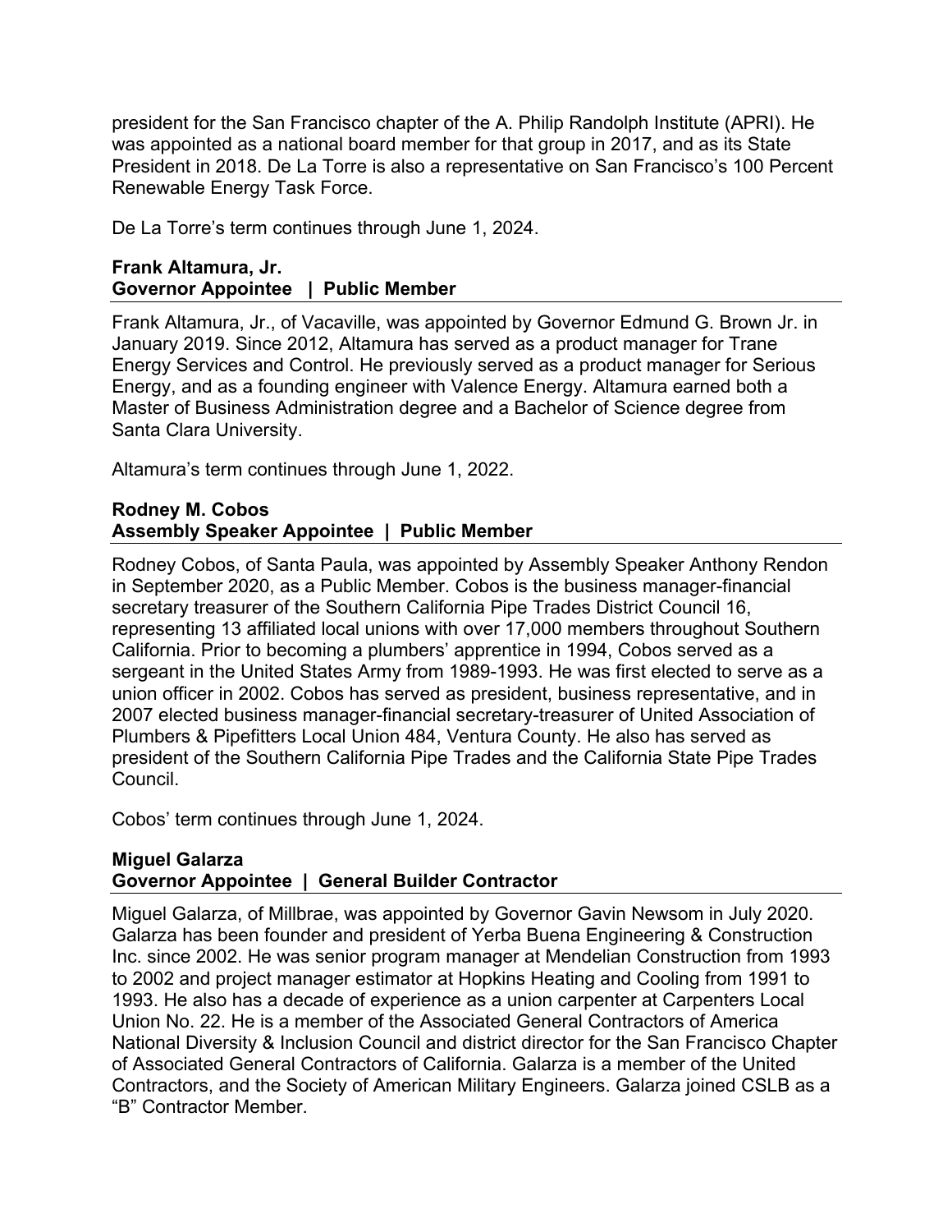president for the San Francisco chapter of the A. Philip Randolph Institute (APRI). He was appointed as a national board member for that group in 2017, and as its State President in 2018. De La Torre is also a representative on San Francisco's 100 Percent Renewable Energy Task Force.

De La Torre's term continues through June 1, 2024.

### Frank Altamura, Jr.
### Governor Appointee | Public Member

Frank Altamura, Jr., of Vacaville, was appointed by Governor Edmund G. Brown Jr. in January 2019. Since 2012, Altamura has served as a product manager for Trane Energy Services and Control. He previously served as a product manager for Serious Energy, and as a founding engineer with Valence Energy. Altamura earned both a Master of Business Administration degree and a Bachelor of Science degree from Santa Clara University.

Altamura's term continues through June 1, 2022.

### Rodney M. Cobos
### Assembly Speaker Appointee | Public Member

Rodney Cobos, of Santa Paula, was appointed by Assembly Speaker Anthony Rendon in September 2020, as a Public Member. Cobos is the business manager-financial secretary treasurer of the Southern California Pipe Trades District Council 16, representing 13 affiliated local unions with over 17,000 members throughout Southern California. Prior to becoming a plumbers' apprentice in 1994, Cobos served as a sergeant in the United States Army from 1989-1993. He was first elected to serve as a union officer in 2002. Cobos has served as president, business representative, and in 2007 elected business manager-financial secretary-treasurer of United Association of Plumbers & Pipefitters Local Union 484, Ventura County. He also has served as president of the Southern California Pipe Trades and the California State Pipe Trades Council.

Cobos' term continues through June 1, 2024.

### Miguel Galarza
### Governor Appointee | General Builder Contractor

Miguel Galarza, of Millbrae, was appointed by Governor Gavin Newsom in July 2020. Galarza has been founder and president of Yerba Buena Engineering & Construction Inc. since 2002. He was senior program manager at Mendelian Construction from 1993 to 2002 and project manager estimator at Hopkins Heating and Cooling from 1991 to 1993. He also has a decade of experience as a union carpenter at Carpenters Local Union No. 22. He is a member of the Associated General Contractors of America National Diversity & Inclusion Council and district director for the San Francisco Chapter of Associated General Contractors of California. Galarza is a member of the United Contractors, and the Society of American Military Engineers. Galarza joined CSLB as a "B" Contractor Member.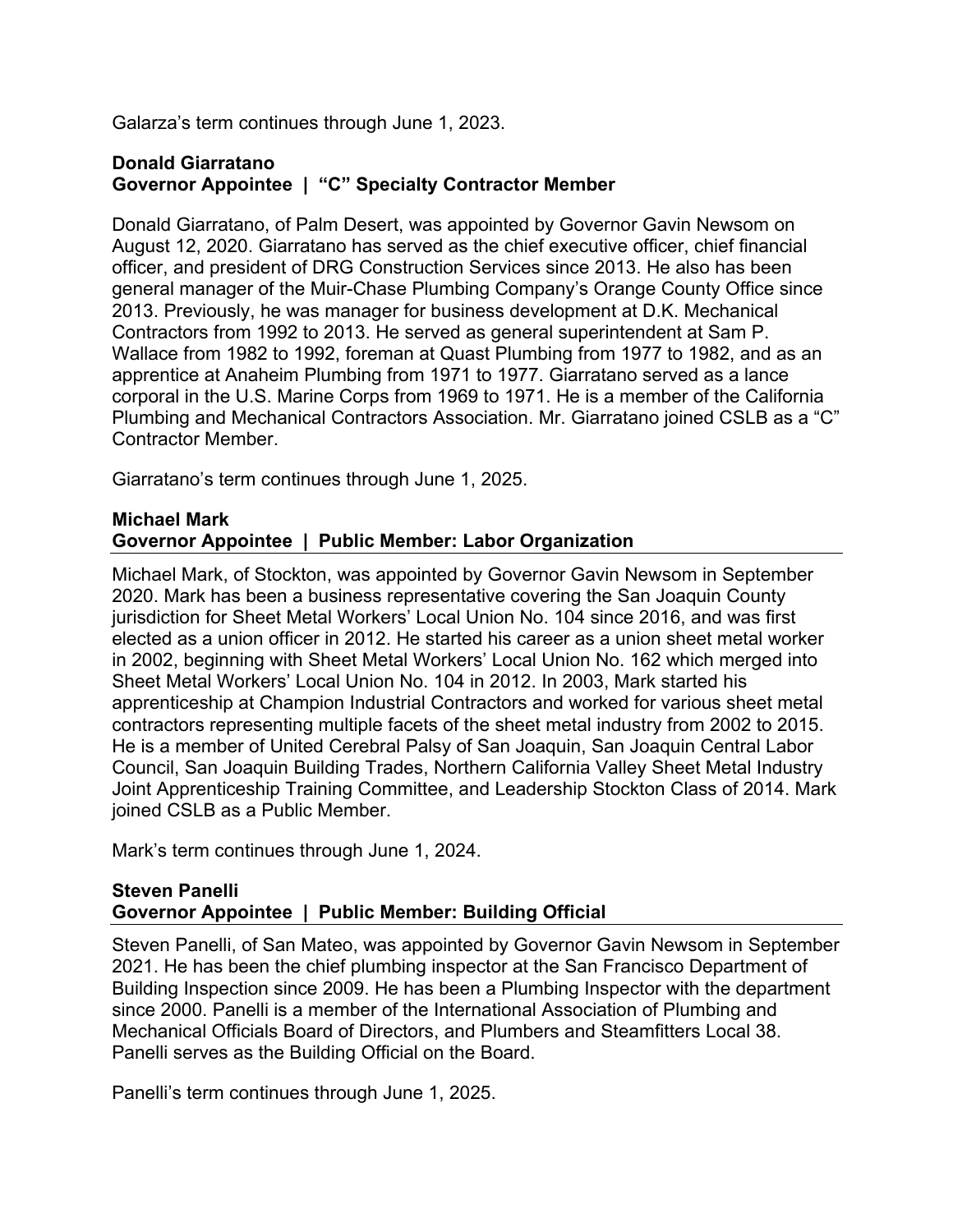Galarza’s term continues through June 1, 2023.

**Donald Giarratano**
**Governor Appointee | “C” Specialty Contractor Member**

Donald Giarratano, of Palm Desert, was appointed by Governor Gavin Newsom on August 12, 2020. Giarratano has served as the chief executive officer, chief financial officer, and president of DRG Construction Services since 2013. He also has been general manager of the Muir-Chase Plumbing Company’s Orange County Office since 2013. Previously, he was manager for business development at D.K. Mechanical Contractors from 1992 to 2013. He served as general superintendent at Sam P. Wallace from 1982 to 1992, foreman at Quast Plumbing from 1977 to 1982, and as an apprentice at Anaheim Plumbing from 1971 to 1977. Giarratano served as a lance corporal in the U.S. Marine Corps from 1969 to 1971. He is a member of the California Plumbing and Mechanical Contractors Association. Mr. Giarratano joined CSLB as a “C” Contractor Member.

Giarratano’s term continues through June 1, 2025.

**Michael Mark**
**Governor Appointee | Public Member: Labor Organization**

Michael Mark, of Stockton, was appointed by Governor Gavin Newsom in September 2020. Mark has been a business representative covering the San Joaquin County jurisdiction for Sheet Metal Workers’ Local Union No. 104 since 2016, and was first elected as a union officer in 2012. He started his career as a union sheet metal worker in 2002, beginning with Sheet Metal Workers’ Local Union No. 162 which merged into Sheet Metal Workers’ Local Union No. 104 in 2012. In 2003, Mark started his apprenticeship at Champion Industrial Contractors and worked for various sheet metal contractors representing multiple facets of the sheet metal industry from 2002 to 2015. He is a member of United Cerebral Palsy of San Joaquin, San Joaquin Central Labor Council, San Joaquin Building Trades, Northern California Valley Sheet Metal Industry Joint Apprenticeship Training Committee, and Leadership Stockton Class of 2014. Mark joined CSLB as a Public Member.

Mark’s term continues through June 1, 2024.

**Steven Panelli**
**Governor Appointee | Public Member: Building Official**

Steven Panelli, of San Mateo, was appointed by Governor Gavin Newsom in September 2021. He has been the chief plumbing inspector at the San Francisco Department of Building Inspection since 2009. He has been a Plumbing Inspector with the department since 2000. Panelli is a member of the International Association of Plumbing and Mechanical Officials Board of Directors, and Plumbers and Steamfitters Local 38. Panelli serves as the Building Official on the Board.

Panelli’s term continues through June 1, 2025.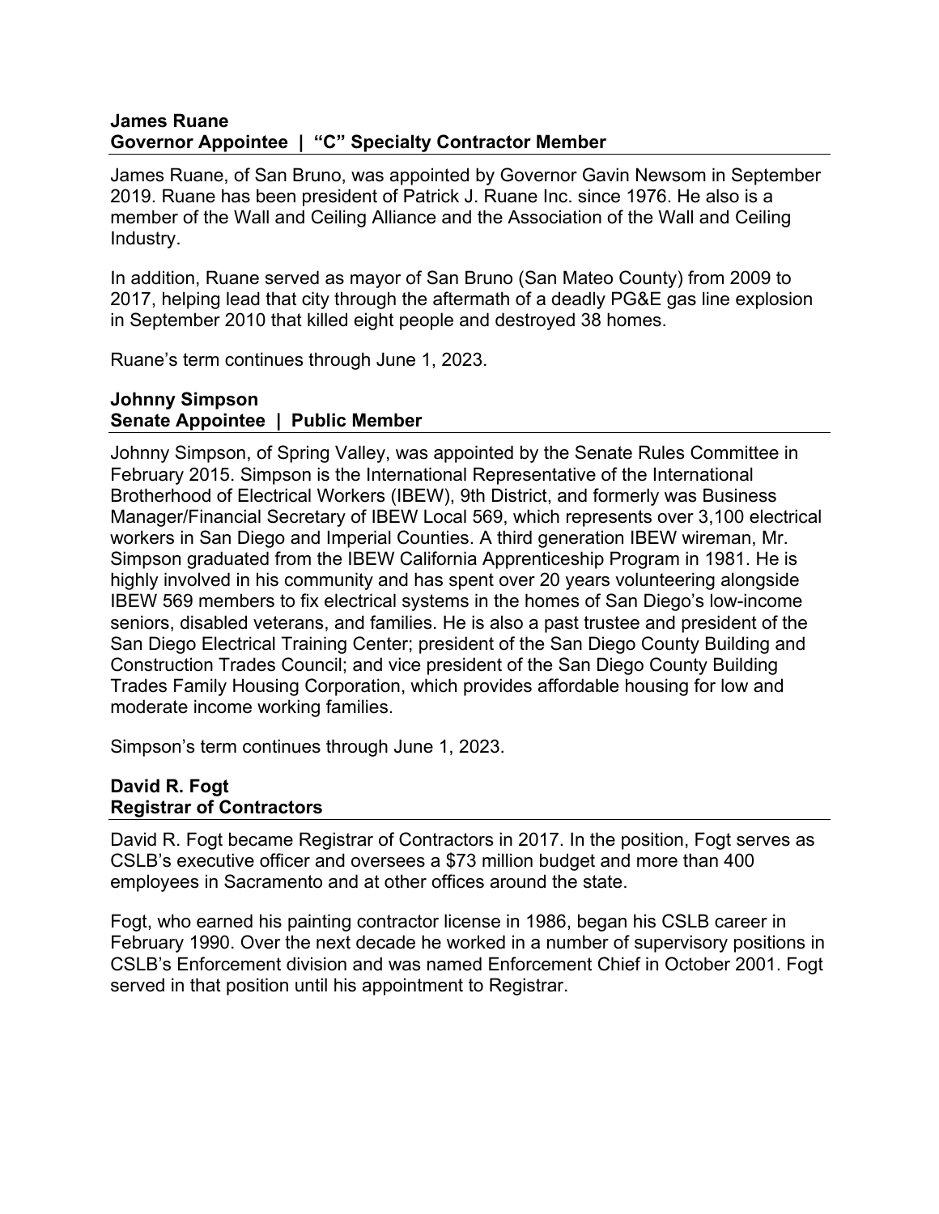**James Ruane**
**Governor Appointee | "C" Specialty Contractor Member**

James Ruane, of San Bruno, was appointed by Governor Gavin Newsom in September 2019. Ruane has been president of Patrick J. Ruane Inc. since 1976. He also is a member of the Wall and Ceiling Alliance and the Association of the Wall and Ceiling Industry.

In addition, Ruane served as mayor of San Bruno (San Mateo County) from 2009 to 2017, helping lead that city through the aftermath of a deadly PG&E gas line explosion in September 2010 that killed eight people and destroyed 38 homes.

Ruane's term continues through June 1, 2023.

**Johnny Simpson**
**Senate Appointee | Public Member**

Johnny Simpson, of Spring Valley, was appointed by the Senate Rules Committee in February 2015. Simpson is the International Representative of the International Brotherhood of Electrical Workers (IBEW), 9th District, and formerly was Business Manager/Financial Secretary of IBEW Local 569, which represents over 3,100 electrical workers in San Diego and Imperial Counties. A third generation IBEW wireman, Mr. Simpson graduated from the IBEW California Apprenticeship Program in 1981. He is highly involved in his community and has spent over 20 years volunteering alongside IBEW 569 members to fix electrical systems in the homes of San Diego's low-income seniors, disabled veterans, and families. He is also a past trustee and president of the San Diego Electrical Training Center; president of the San Diego County Building and Construction Trades Council; and vice president of the San Diego County Building Trades Family Housing Corporation, which provides affordable housing for low and moderate income working families.

Simpson's term continues through June 1, 2023.

**David R. Fogt**
**Registrar of Contractors**

David R. Fogt became Registrar of Contractors in 2017. In the position, Fogt serves as CSLB's executive officer and oversees a $73 million budget and more than 400 employees in Sacramento and at other offices around the state.

Fogt, who earned his painting contractor license in 1986, began his CSLB career in February 1990. Over the next decade he worked in a number of supervisory positions in CSLB's Enforcement division and was named Enforcement Chief in October 2001. Fogt served in that position until his appointment to Registrar.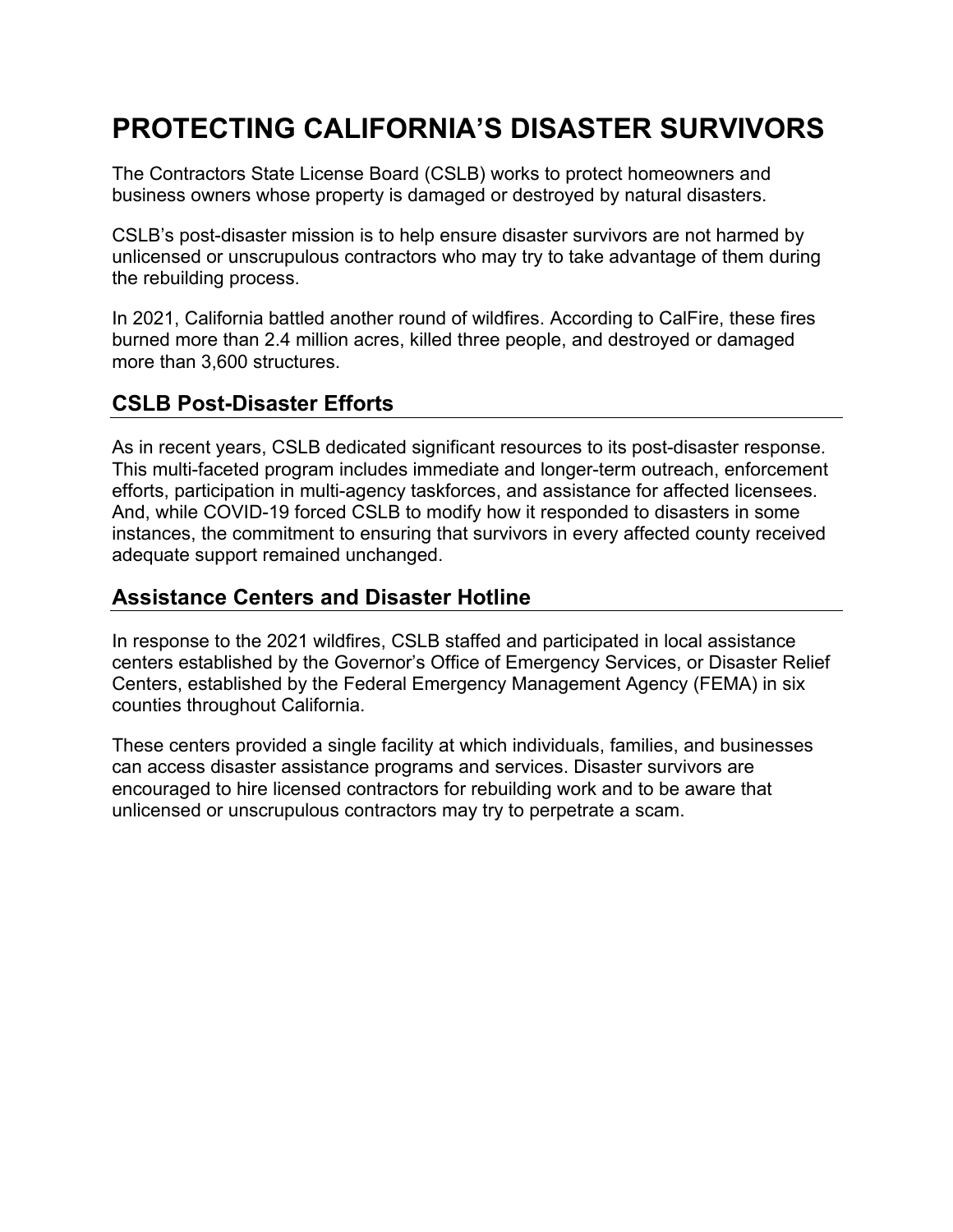# PROTECTING CALIFORNIA'S DISASTER SURVIVORS

The Contractors State License Board (CSLB) works to protect homeowners and business owners whose property is damaged or destroyed by natural disasters.

CSLB's post-disaster mission is to help ensure disaster survivors are not harmed by unlicensed or unscrupulous contractors who may try to take advantage of them during the rebuilding process.

In 2021, California battled another round of wildfires. According to CalFire, these fires burned more than 2.4 million acres, killed three people, and destroyed or damaged more than 3,600 structures.

## CSLB Post-Disaster Efforts

As in recent years, CSLB dedicated significant resources to its post-disaster response. This multi-faceted program includes immediate and longer-term outreach, enforcement efforts, participation in multi-agency taskforces, and assistance for affected licensees. And, while COVID-19 forced CSLB to modify how it responded to disasters in some instances, the commitment to ensuring that survivors in every affected county received adequate support remained unchanged.

## Assistance Centers and Disaster Hotline

In response to the 2021 wildfires, CSLB staffed and participated in local assistance centers established by the Governor's Office of Emergency Services, or Disaster Relief Centers, established by the Federal Emergency Management Agency (FEMA) in six counties throughout California.

These centers provided a single facility at which individuals, families, and businesses can access disaster assistance programs and services. Disaster survivors are encouraged to hire licensed contractors for rebuilding work and to be aware that unlicensed or unscrupulous contractors may try to perpetrate a scam.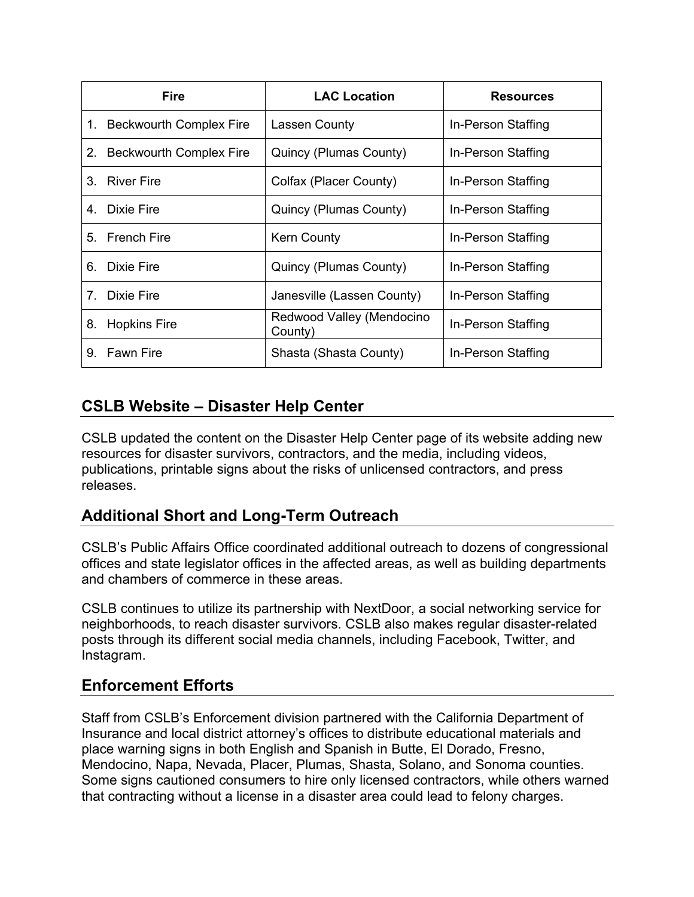| Fire | LAC Location | Resources |
|---|---|---|
| 1. Beckwourth Complex Fire | Lassen County | In-Person Staffing |
| 2. Beckwourth Complex Fire | Quincy (Plumas County) | In-Person Staffing |
| 3. River Fire | Colfax (Placer County) | In-Person Staffing |
| 4. Dixie Fire | Quincy (Plumas County) | In-Person Staffing |
| 5. French Fire | Kern County | In-Person Staffing |
| 6. Dixie Fire | Quincy (Plumas County) | In-Person Staffing |
| 7. Dixie Fire | Janesville (Lassen County) | In-Person Staffing |
| 8. Hopkins Fire | Redwood Valley (Mendocino County) | In-Person Staffing |
| 9. Fawn Fire | Shasta (Shasta County) | In-Person Staffing |

## CSLB Website – Disaster Help Center

CSLB updated the content on the Disaster Help Center page of its website adding new resources for disaster survivors, contractors, and the media, including videos, publications, printable signs about the risks of unlicensed contractors, and press releases.

## Additional Short and Long-Term Outreach

CSLB's Public Affairs Office coordinated additional outreach to dozens of congressional offices and state legislator offices in the affected areas, as well as building departments and chambers of commerce in these areas.

CSLB continues to utilize its partnership with NextDoor, a social networking service for neighborhoods, to reach disaster survivors. CSLB also makes regular disaster-related posts through its different social media channels, including Facebook, Twitter, and Instagram.

## Enforcement Efforts

Staff from CSLB's Enforcement division partnered with the California Department of Insurance and local district attorney's offices to distribute educational materials and place warning signs in both English and Spanish in Butte, El Dorado, Fresno, Mendocino, Napa, Nevada, Placer, Plumas, Shasta, Solano, and Sonoma counties. Some signs cautioned consumers to hire only licensed contractors, while others warned that contracting without a license in a disaster area could lead to felony charges.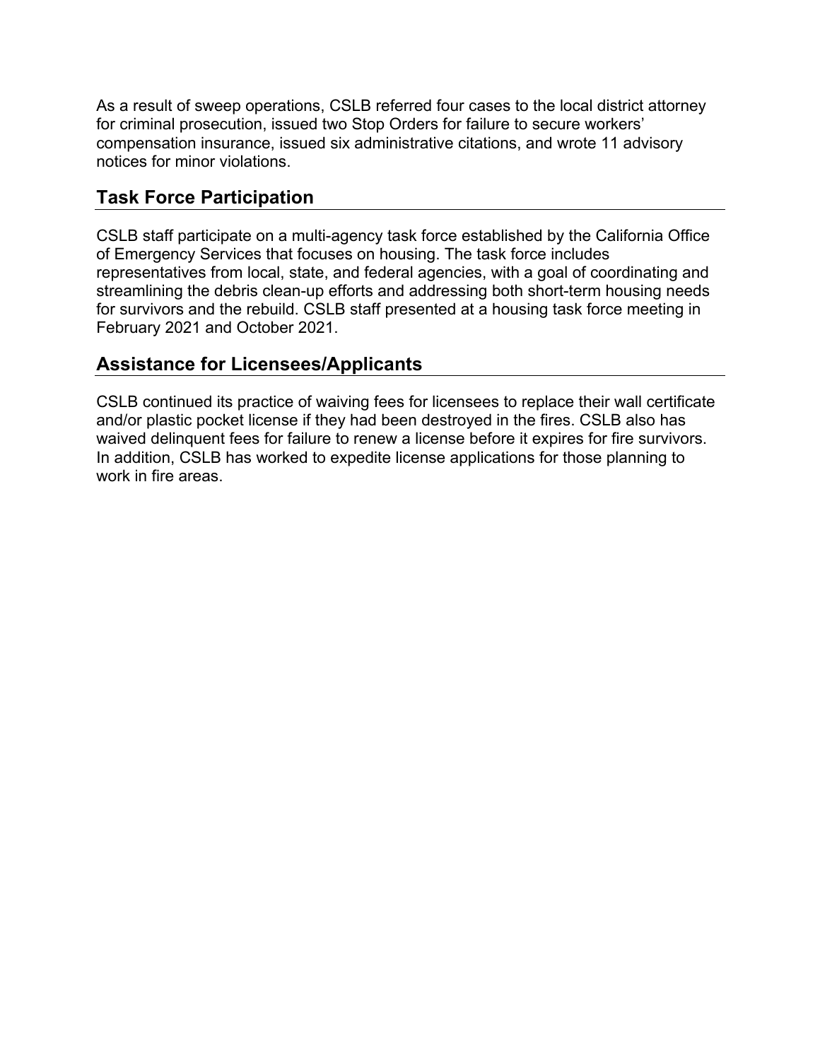As a result of sweep operations, CSLB referred four cases to the local district attorney for criminal prosecution, issued two Stop Orders for failure to secure workers' compensation insurance, issued six administrative citations, and wrote 11 advisory notices for minor violations.

## Task Force Participation

CSLB staff participate on a multi-agency task force established by the California Office of Emergency Services that focuses on housing. The task force includes representatives from local, state, and federal agencies, with a goal of coordinating and streamlining the debris clean-up efforts and addressing both short-term housing needs for survivors and the rebuild. CSLB staff presented at a housing task force meeting in February 2021 and October 2021.

## Assistance for Licensees/Applicants

CSLB continued its practice of waiving fees for licensees to replace their wall certificate and/or plastic pocket license if they had been destroyed in the fires. CSLB also has waived delinquent fees for failure to renew a license before it expires for fire survivors. In addition, CSLB has worked to expedite license applications for those planning to work in fire areas.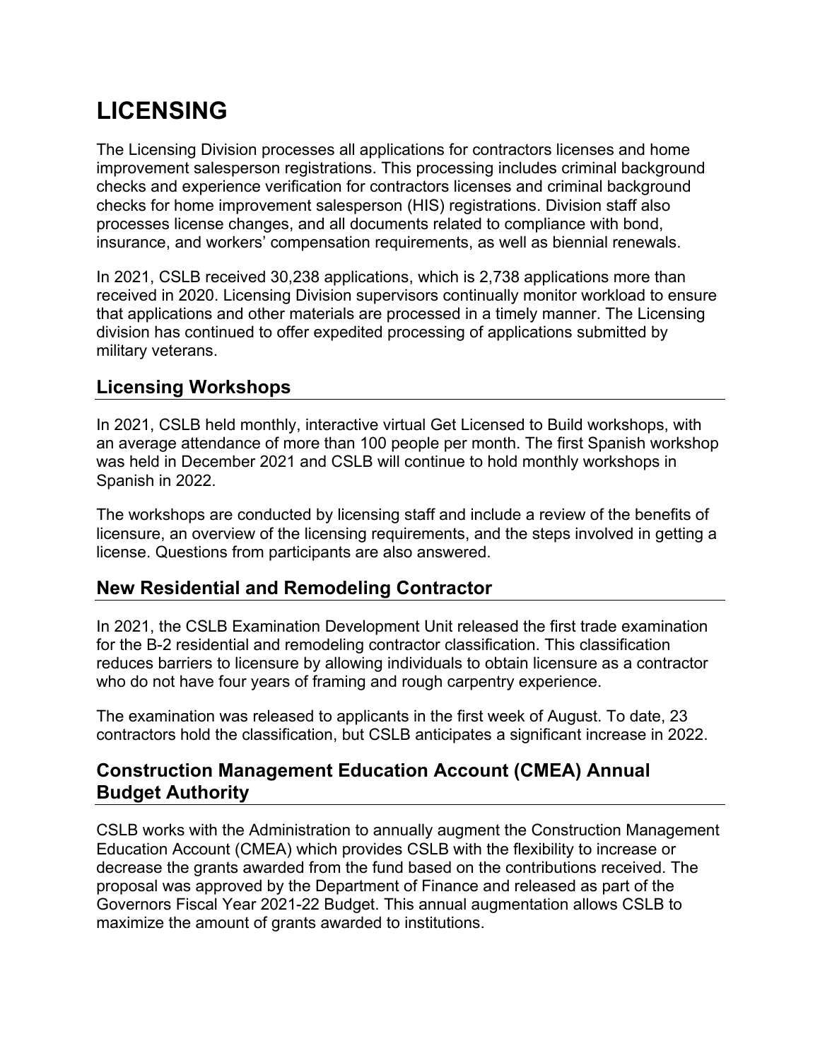# LICENSING

The Licensing Division processes all applications for contractors licenses and home improvement salesperson registrations. This processing includes criminal background checks and experience verification for contractors licenses and criminal background checks for home improvement salesperson (HIS) registrations. Division staff also processes license changes, and all documents related to compliance with bond, insurance, and workers' compensation requirements, as well as biennial renewals.

In 2021, CSLB received 30,238 applications, which is 2,738 applications more than received in 2020. Licensing Division supervisors continually monitor workload to ensure that applications and other materials are processed in a timely manner. The Licensing division has continued to offer expedited processing of applications submitted by military veterans.

## Licensing Workshops

In 2021, CSLB held monthly, interactive virtual Get Licensed to Build workshops, with an average attendance of more than 100 people per month. The first Spanish workshop was held in December 2021 and CSLB will continue to hold monthly workshops in Spanish in 2022.

The workshops are conducted by licensing staff and include a review of the benefits of licensure, an overview of the licensing requirements, and the steps involved in getting a license. Questions from participants are also answered.

## New Residential and Remodeling Contractor

In 2021, the CSLB Examination Development Unit released the first trade examination for the B-2 residential and remodeling contractor classification. This classification reduces barriers to licensure by allowing individuals to obtain licensure as a contractor who do not have four years of framing and rough carpentry experience.

The examination was released to applicants in the first week of August. To date, 23 contractors hold the classification, but CSLB anticipates a significant increase in 2022.

## Construction Management Education Account (CMEA) Annual Budget Authority

CSLB works with the Administration to annually augment the Construction Management Education Account (CMEA) which provides CSLB with the flexibility to increase or decrease the grants awarded from the fund based on the contributions received. The proposal was approved by the Department of Finance and released as part of the Governors Fiscal Year 2021-22 Budget. This annual augmentation allows CSLB to maximize the amount of grants awarded to institutions.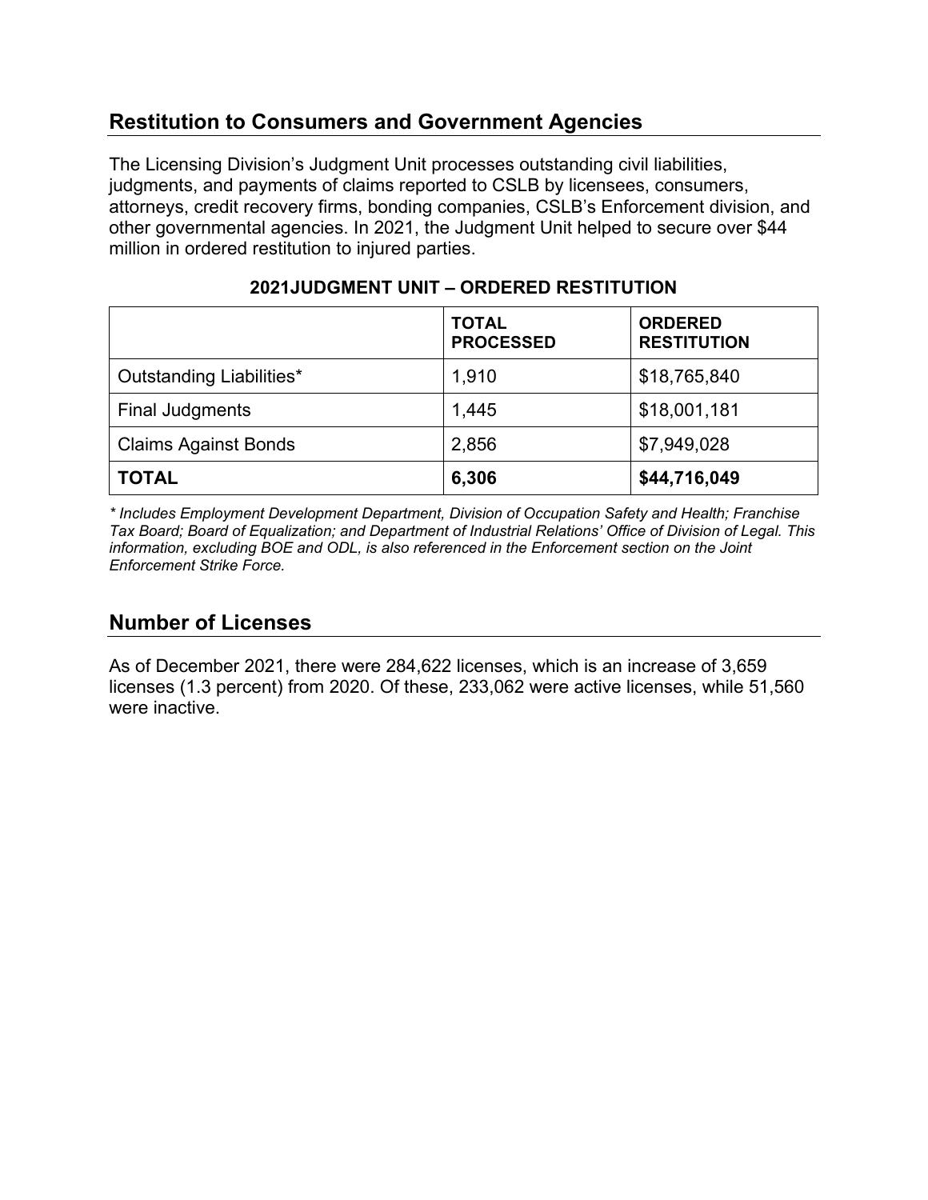## Restitution to Consumers and Government Agencies

The Licensing Division's Judgment Unit processes outstanding civil liabilities, judgments, and payments of claims reported to CSLB by licensees, consumers, attorneys, credit recovery firms, bonding companies, CSLB's Enforcement division, and other governmental agencies. In 2021, the Judgment Unit helped to secure over $44 million in ordered restitution to injured parties.

**2021JUDGMENT UNIT – ORDERED RESTITUTION**

| | **TOTAL PROCESSED** | **ORDERED RESTITUTION** |
|---|---|---|
| Outstanding Liabilities* | 1,910 | $18,765,840 |
| Final Judgments | 1,445 | $18,001,181 |
| Claims Against Bonds | 2,856 | $7,949,028 |
| **TOTAL** | **6,306** | **$44,716,049** |

*\* Includes Employment Development Department, Division of Occupation Safety and Health; Franchise Tax Board; Board of Equalization; and Department of Industrial Relations' Office of Division of Legal. This information, excluding BOE and ODL, is also referenced in the Enforcement section on the Joint Enforcement Strike Force.*

## Number of Licenses

As of December 2021, there were 284,622 licenses, which is an increase of 3,659 licenses (1.3 percent) from 2020. Of these, 233,062 were active licenses, while 51,560 were inactive.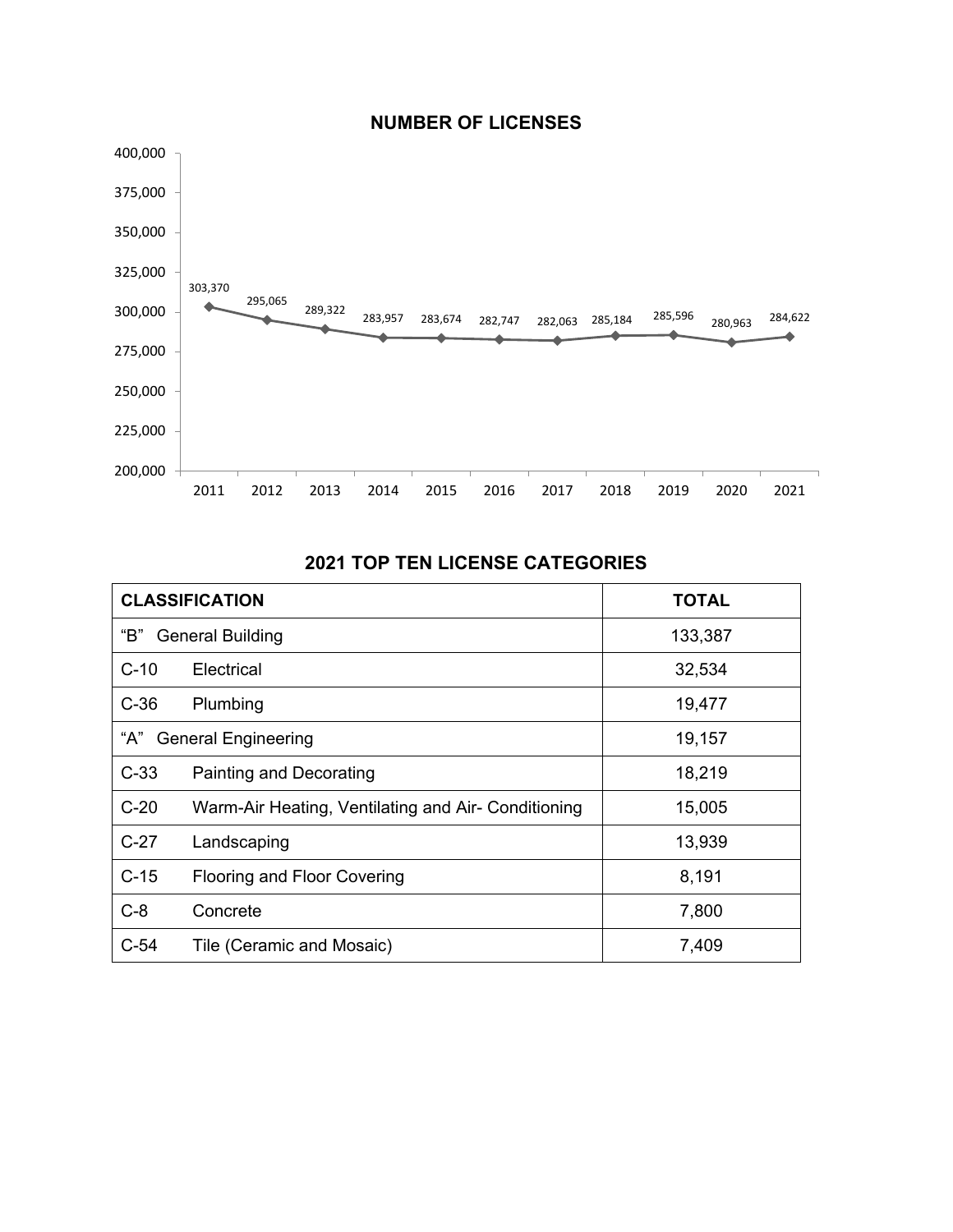## NUMBER OF LICENSES

| Year | Number of Licenses |
|---|---|
| 2011 | 303,370 |
| 2012 | 295,065 |
| 2013 | 289,322 |
| 2014 | 283,957 |
| 2015 | 283,674 |
| 2016 | 282,747 |
| 2017 | 282,063 |
| 2018 | 285,184 |
| 2019 | 285,596 |
| 2020 | 280,963 |
| 2021 | 284,622 |

## 2021 TOP TEN LICENSE CATEGORIES

| CLASSIFICATION | TOTAL |
|---|---|
| "B" General Building | 133,387 |
| C-10 Electrical | 32,534 |
| C-36 Plumbing | 19,477 |
| "A" General Engineering | 19,157 |
| C-33 Painting and Decorating | 18,219 |
| C-20 Warm-Air Heating, Ventilating and Air- Conditioning | 15,005 |
| C-27 Landscaping | 13,939 |
| C-15 Flooring and Floor Covering | 8,191 |
| C-8 Concrete | 7,800 |
| C-54 Tile (Ceramic and Mosaic) | 7,409 |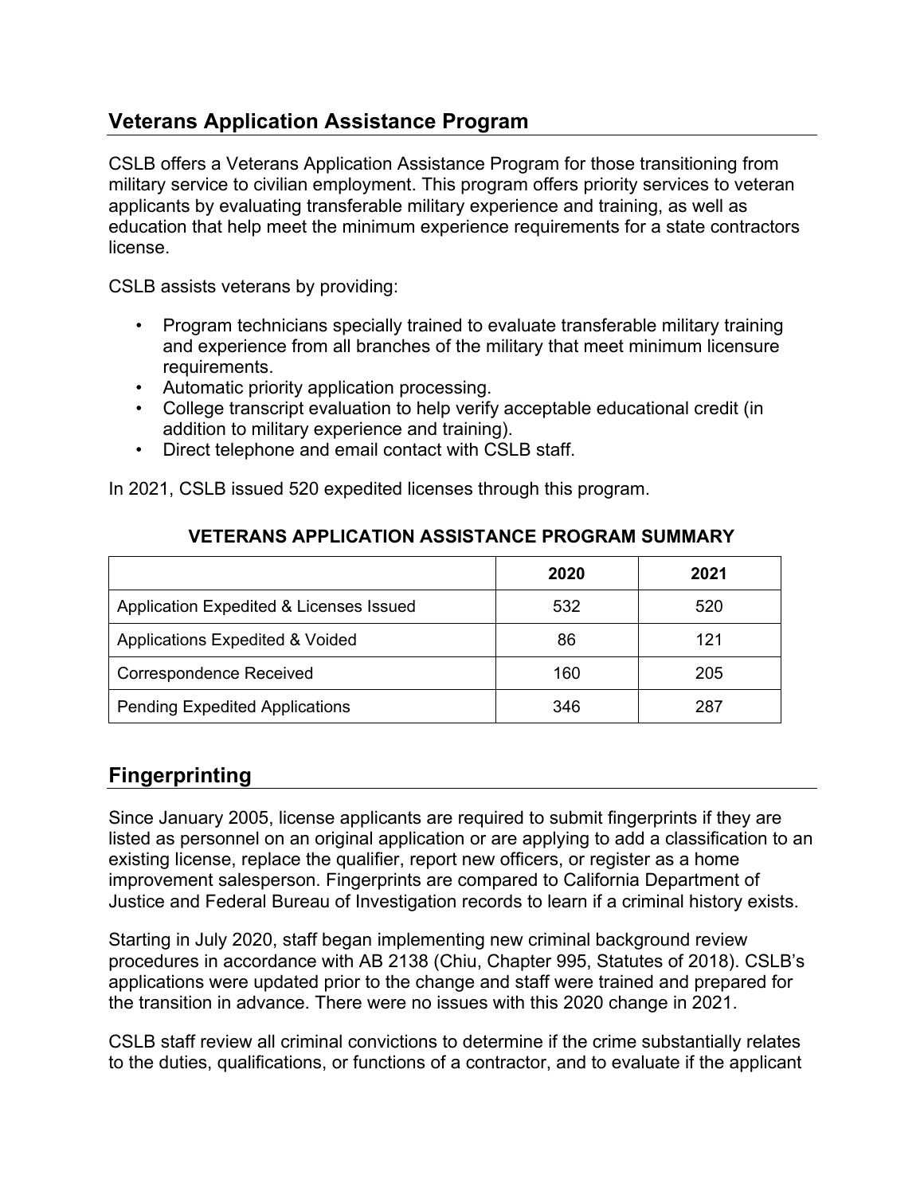## Veterans Application Assistance Program

CSLB offers a Veterans Application Assistance Program for those transitioning from military service to civilian employment. This program offers priority services to veteran applicants by evaluating transferable military experience and training, as well as education that help meet the minimum experience requirements for a state contractors license.

CSLB assists veterans by providing:

- Program technicians specially trained to evaluate transferable military training and experience from all branches of the military that meet minimum licensure requirements.
- Automatic priority application processing.
- College transcript evaluation to help verify acceptable educational credit (in addition to military experience and training).
- Direct telephone and email contact with CSLB staff.

In 2021, CSLB issued 520 expedited licenses through this program.

**VETERANS APPLICATION ASSISTANCE PROGRAM SUMMARY**

| | 2020 | 2021 |
|---|---|---|
| Application Expedited & Licenses Issued | 532 | 520 |
| Applications Expedited & Voided | 86 | 121 |
| Correspondence Received | 160 | 205 |
| Pending Expedited Applications | 346 | 287 |

## Fingerprinting

Since January 2005, license applicants are required to submit fingerprints if they are listed as personnel on an original application or are applying to add a classification to an existing license, replace the qualifier, report new officers, or register as a home improvement salesperson. Fingerprints are compared to California Department of Justice and Federal Bureau of Investigation records to learn if a criminal history exists.

Starting in July 2020, staff began implementing new criminal background review procedures in accordance with AB 2138 (Chiu, Chapter 995, Statutes of 2018). CSLB's applications were updated prior to the change and staff were trained and prepared for the transition in advance. There were no issues with this 2020 change in 2021.

CSLB staff review all criminal convictions to determine if the crime substantially relates to the duties, qualifications, or functions of a contractor, and to evaluate if the applicant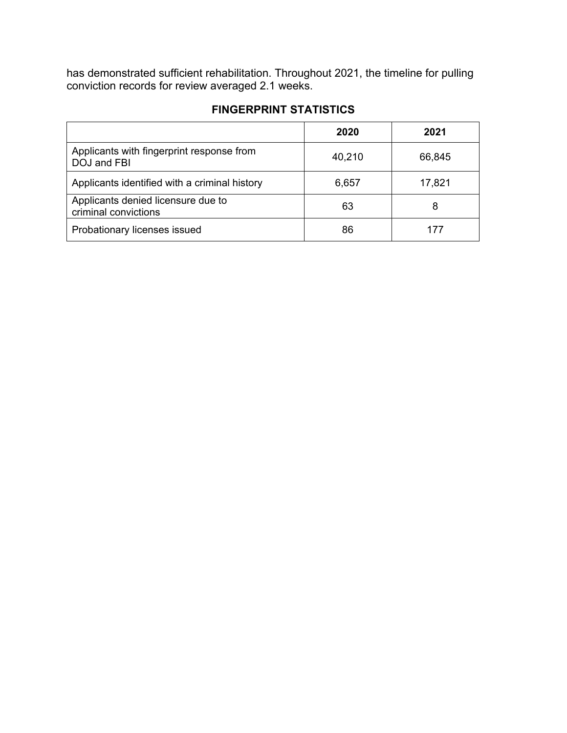has demonstrated sufficient rehabilitation. Throughout 2021, the timeline for pulling conviction records for review averaged 2.1 weeks.

**FINGERPRINT STATISTICS**

| | 2020 | 2021 |
|---|---|---|
| Applicants with fingerprint response from DOJ and FBI | 40,210 | 66,845 |
| Applicants identified with a criminal history | 6,657 | 17,821 |
| Applicants denied licensure due to criminal convictions | 63 | 8 |
| Probationary licenses issued | 86 | 177 |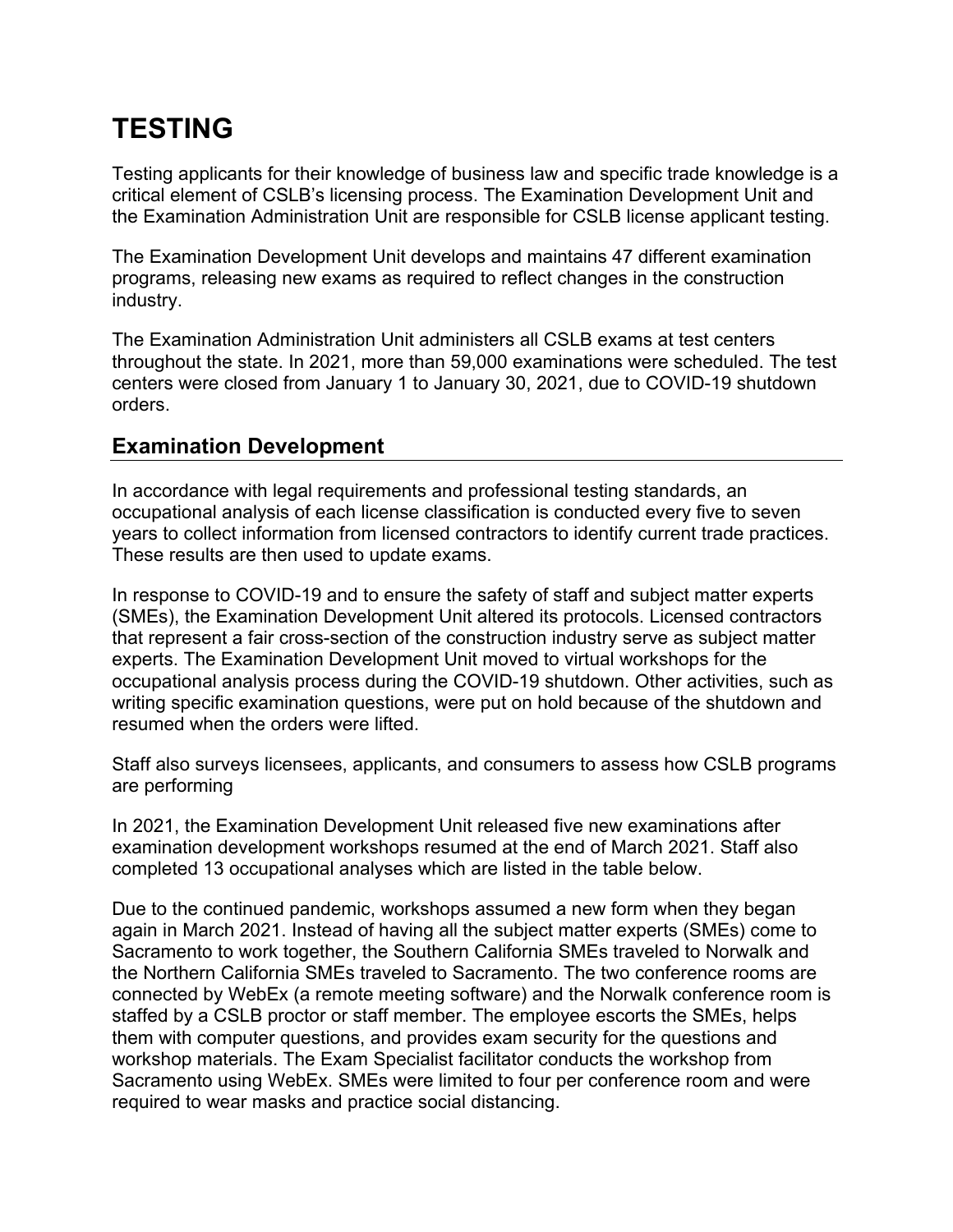# TESTING

Testing applicants for their knowledge of business law and specific trade knowledge is a critical element of CSLB's licensing process. The Examination Development Unit and the Examination Administration Unit are responsible for CSLB license applicant testing.

The Examination Development Unit develops and maintains 47 different examination programs, releasing new exams as required to reflect changes in the construction industry.

The Examination Administration Unit administers all CSLB exams at test centers throughout the state. In 2021, more than 59,000 examinations were scheduled. The test centers were closed from January 1 to January 30, 2021, due to COVID-19 shutdown orders.

## Examination Development

In accordance with legal requirements and professional testing standards, an occupational analysis of each license classification is conducted every five to seven years to collect information from licensed contractors to identify current trade practices. These results are then used to update exams.

In response to COVID-19 and to ensure the safety of staff and subject matter experts (SMEs), the Examination Development Unit altered its protocols. Licensed contractors that represent a fair cross-section of the construction industry serve as subject matter experts. The Examination Development Unit moved to virtual workshops for the occupational analysis process during the COVID-19 shutdown. Other activities, such as writing specific examination questions, were put on hold because of the shutdown and resumed when the orders were lifted.

Staff also surveys licensees, applicants, and consumers to assess how CSLB programs are performing

In 2021, the Examination Development Unit released five new examinations after examination development workshops resumed at the end of March 2021. Staff also completed 13 occupational analyses which are listed in the table below.

Due to the continued pandemic, workshops assumed a new form when they began again in March 2021. Instead of having all the subject matter experts (SMEs) come to Sacramento to work together, the Southern California SMEs traveled to Norwalk and the Northern California SMEs traveled to Sacramento. The two conference rooms are connected by WebEx (a remote meeting software) and the Norwalk conference room is staffed by a CSLB proctor or staff member. The employee escorts the SMEs, helps them with computer questions, and provides exam security for the questions and workshop materials. The Exam Specialist facilitator conducts the workshop from Sacramento using WebEx. SMEs were limited to four per conference room and were required to wear masks and practice social distancing.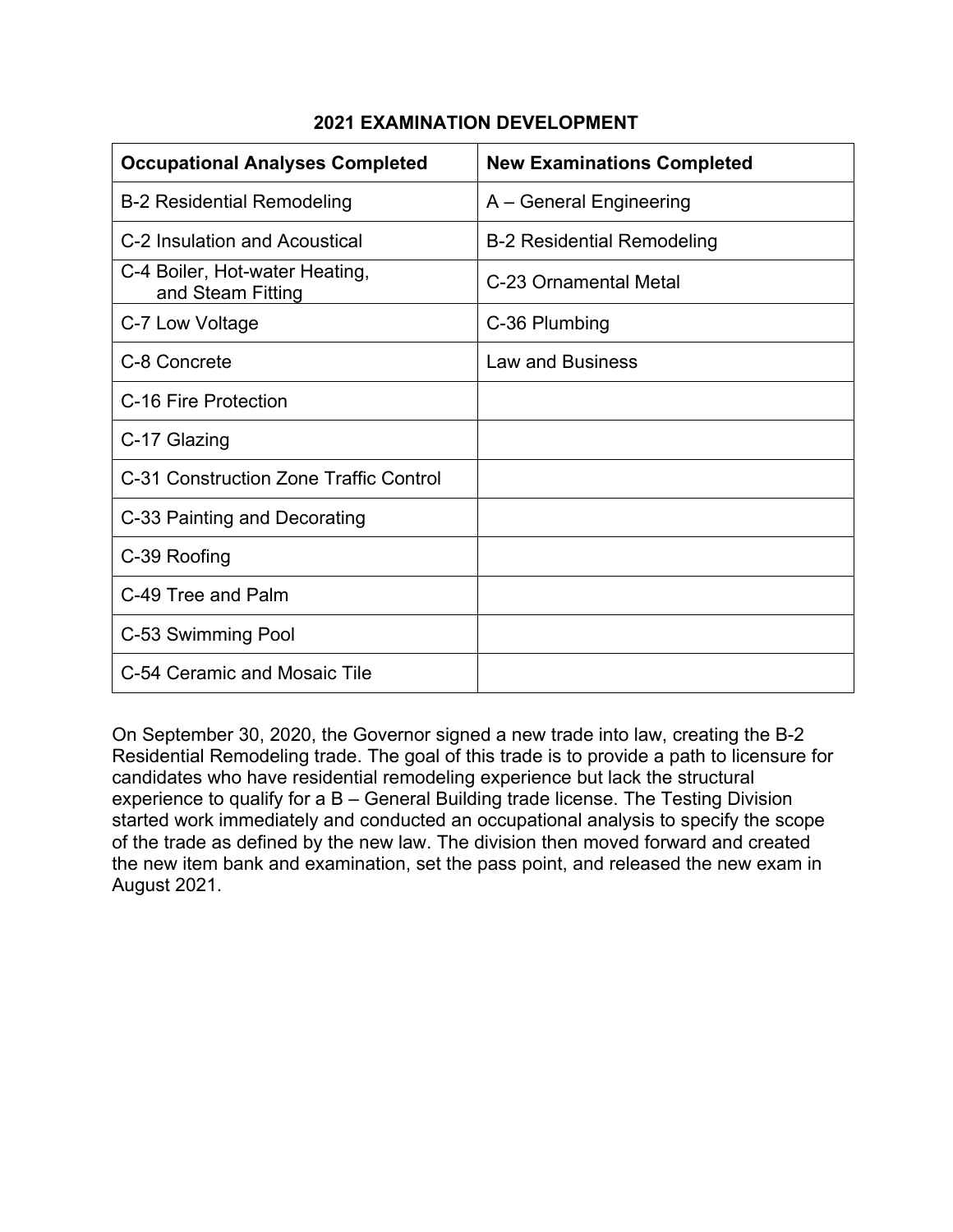## 2021 EXAMINATION DEVELOPMENT

| Occupational Analyses Completed | New Examinations Completed |
|---|---|
| B-2 Residential Remodeling | A – General Engineering |
| C-2 Insulation and Acoustical | B-2 Residential Remodeling |
| C-4 Boiler, Hot-water Heating, and Steam Fitting | C-23 Ornamental Metal |
| C-7 Low Voltage | C-36 Plumbing |
| C-8 Concrete | Law and Business |
| C-16 Fire Protection | |
| C-17 Glazing | |
| C-31 Construction Zone Traffic Control | |
| C-33 Painting and Decorating | |
| C-39 Roofing | |
| C-49 Tree and Palm | |
| C-53 Swimming Pool | |
| C-54 Ceramic and Mosaic Tile | |

On September 30, 2020, the Governor signed a new trade into law, creating the B-2 Residential Remodeling trade. The goal of this trade is to provide a path to licensure for candidates who have residential remodeling experience but lack the structural experience to qualify for a B – General Building trade license. The Testing Division started work immediately and conducted an occupational analysis to specify the scope of the trade as defined by the new law. The division then moved forward and created the new item bank and examination, set the pass point, and released the new exam in August 2021.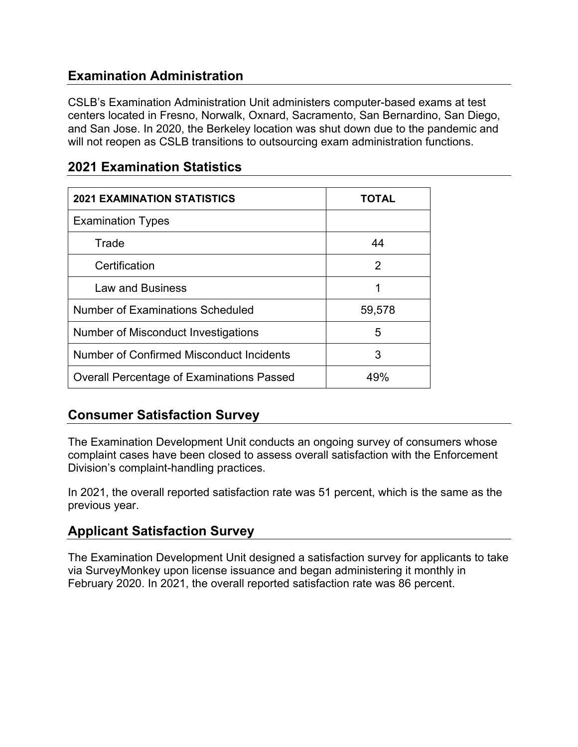## Examination Administration

CSLB's Examination Administration Unit administers computer-based exams at test centers located in Fresno, Norwalk, Oxnard, Sacramento, San Bernardino, San Diego, and San Jose. In 2020, the Berkeley location was shut down due to the pandemic and will not reopen as CSLB transitions to outsourcing exam administration functions.

## 2021 Examination Statistics

| 2021 EXAMINATION STATISTICS | TOTAL |
|---|---|
| Examination Types | |
| Trade | 44 |
| Certification | 2 |
| Law and Business | 1 |
| Number of Examinations Scheduled | 59,578 |
| Number of Misconduct Investigations | 5 |
| Number of Confirmed Misconduct Incidents | 3 |
| Overall Percentage of Examinations Passed | 49% |

## Consumer Satisfaction Survey

The Examination Development Unit conducts an ongoing survey of consumers whose complaint cases have been closed to assess overall satisfaction with the Enforcement Division's complaint-handling practices.

In 2021, the overall reported satisfaction rate was 51 percent, which is the same as the previous year.

## Applicant Satisfaction Survey

The Examination Development Unit designed a satisfaction survey for applicants to take via SurveyMonkey upon license issuance and began administering it monthly in February 2020. In 2021, the overall reported satisfaction rate was 86 percent.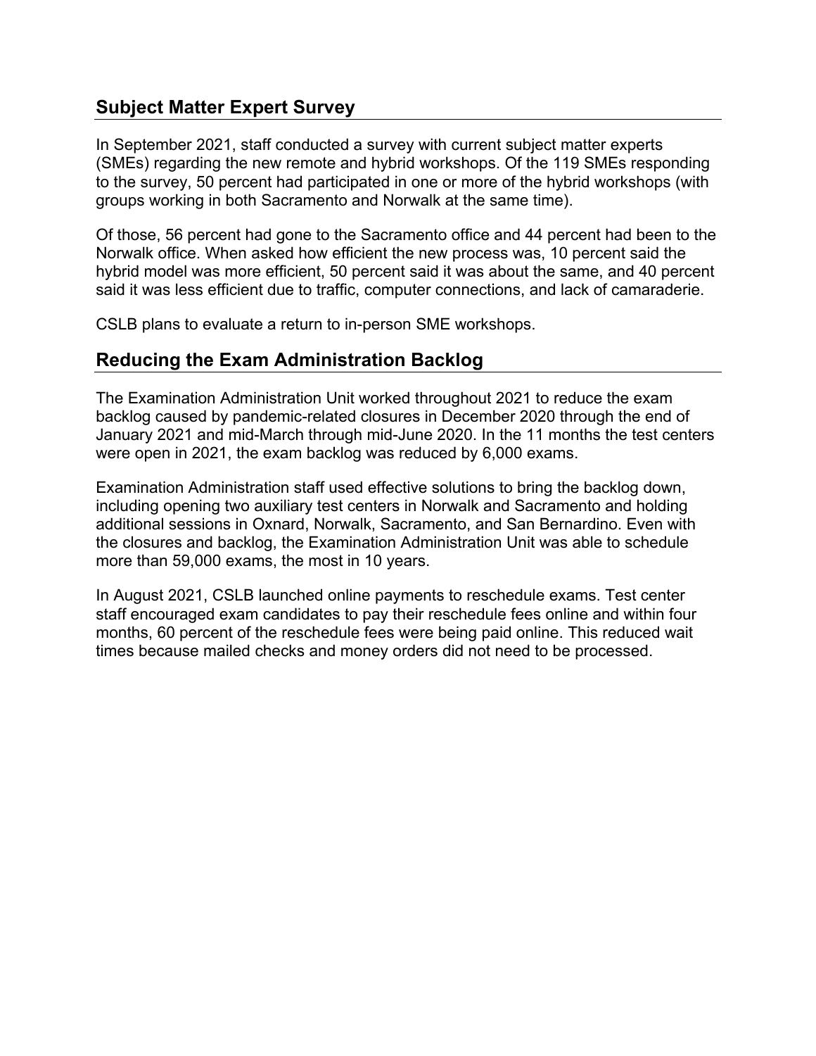## Subject Matter Expert Survey

In September 2021, staff conducted a survey with current subject matter experts (SMEs) regarding the new remote and hybrid workshops. Of the 119 SMEs responding to the survey, 50 percent had participated in one or more of the hybrid workshops (with groups working in both Sacramento and Norwalk at the same time).

Of those, 56 percent had gone to the Sacramento office and 44 percent had been to the Norwalk office. When asked how efficient the new process was, 10 percent said the hybrid model was more efficient, 50 percent said it was about the same, and 40 percent said it was less efficient due to traffic, computer connections, and lack of camaraderie.

CSLB plans to evaluate a return to in-person SME workshops.

## Reducing the Exam Administration Backlog

The Examination Administration Unit worked throughout 2021 to reduce the exam backlog caused by pandemic-related closures in December 2020 through the end of January 2021 and mid-March through mid-June 2020. In the 11 months the test centers were open in 2021, the exam backlog was reduced by 6,000 exams.

Examination Administration staff used effective solutions to bring the backlog down, including opening two auxiliary test centers in Norwalk and Sacramento and holding additional sessions in Oxnard, Norwalk, Sacramento, and San Bernardino. Even with the closures and backlog, the Examination Administration Unit was able to schedule more than 59,000 exams, the most in 10 years.

In August 2021, CSLB launched online payments to reschedule exams. Test center staff encouraged exam candidates to pay their reschedule fees online and within four months, 60 percent of the reschedule fees were being paid online. This reduced wait times because mailed checks and money orders did not need to be processed.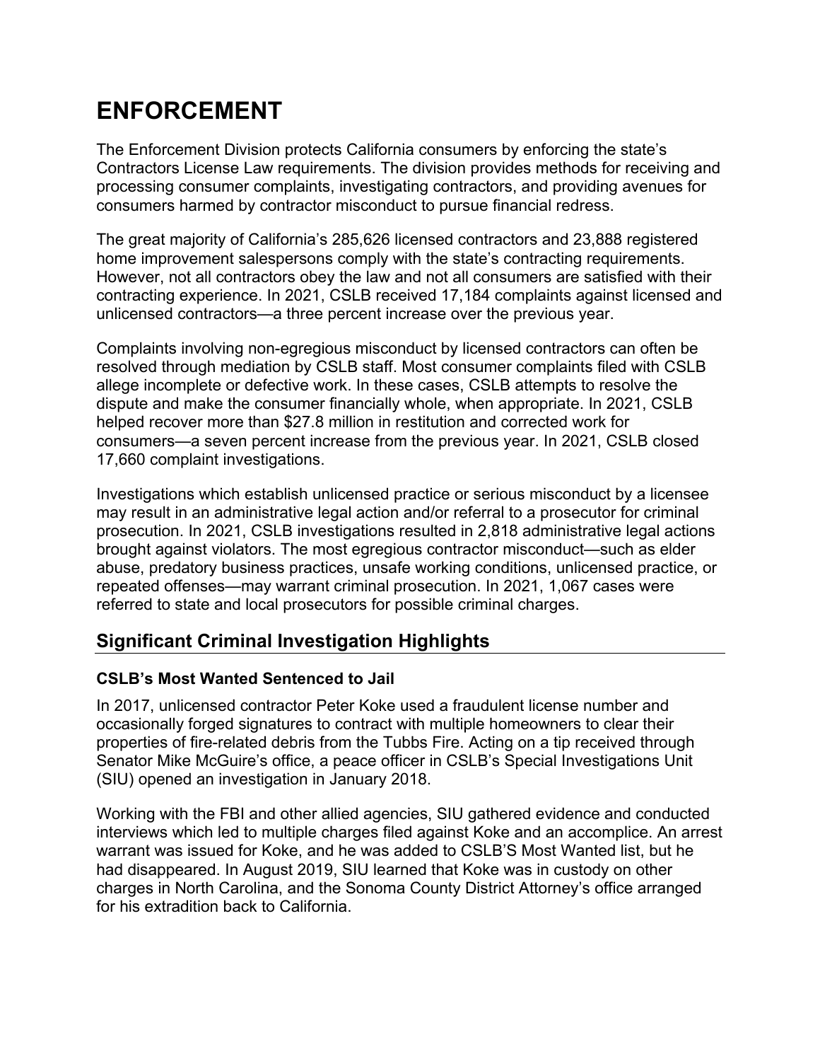# ENFORCEMENT

The Enforcement Division protects California consumers by enforcing the state's Contractors License Law requirements. The division provides methods for receiving and processing consumer complaints, investigating contractors, and providing avenues for consumers harmed by contractor misconduct to pursue financial redress.

The great majority of California's 285,626 licensed contractors and 23,888 registered home improvement salespersons comply with the state's contracting requirements. However, not all contractors obey the law and not all consumers are satisfied with their contracting experience. In 2021, CSLB received 17,184 complaints against licensed and unlicensed contractors—a three percent increase over the previous year.

Complaints involving non-egregious misconduct by licensed contractors can often be resolved through mediation by CSLB staff. Most consumer complaints filed with CSLB allege incomplete or defective work. In these cases, CSLB attempts to resolve the dispute and make the consumer financially whole, when appropriate. In 2021, CSLB helped recover more than $27.8 million in restitution and corrected work for consumers—a seven percent increase from the previous year. In 2021, CSLB closed 17,660 complaint investigations.

Investigations which establish unlicensed practice or serious misconduct by a licensee may result in an administrative legal action and/or referral to a prosecutor for criminal prosecution. In 2021, CSLB investigations resulted in 2,818 administrative legal actions brought against violators. The most egregious contractor misconduct—such as elder abuse, predatory business practices, unsafe working conditions, unlicensed practice, or repeated offenses—may warrant criminal prosecution. In 2021, 1,067 cases were referred to state and local prosecutors for possible criminal charges.

## Significant Criminal Investigation Highlights

### CSLB's Most Wanted Sentenced to Jail

In 2017, unlicensed contractor Peter Koke used a fraudulent license number and occasionally forged signatures to contract with multiple homeowners to clear their properties of fire-related debris from the Tubbs Fire. Acting on a tip received through Senator Mike McGuire's office, a peace officer in CSLB's Special Investigations Unit (SIU) opened an investigation in January 2018.

Working with the FBI and other allied agencies, SIU gathered evidence and conducted interviews which led to multiple charges filed against Koke and an accomplice. An arrest warrant was issued for Koke, and he was added to CSLB'S Most Wanted list, but he had disappeared. In August 2019, SIU learned that Koke was in custody on other charges in North Carolina, and the Sonoma County District Attorney's office arranged for his extradition back to California.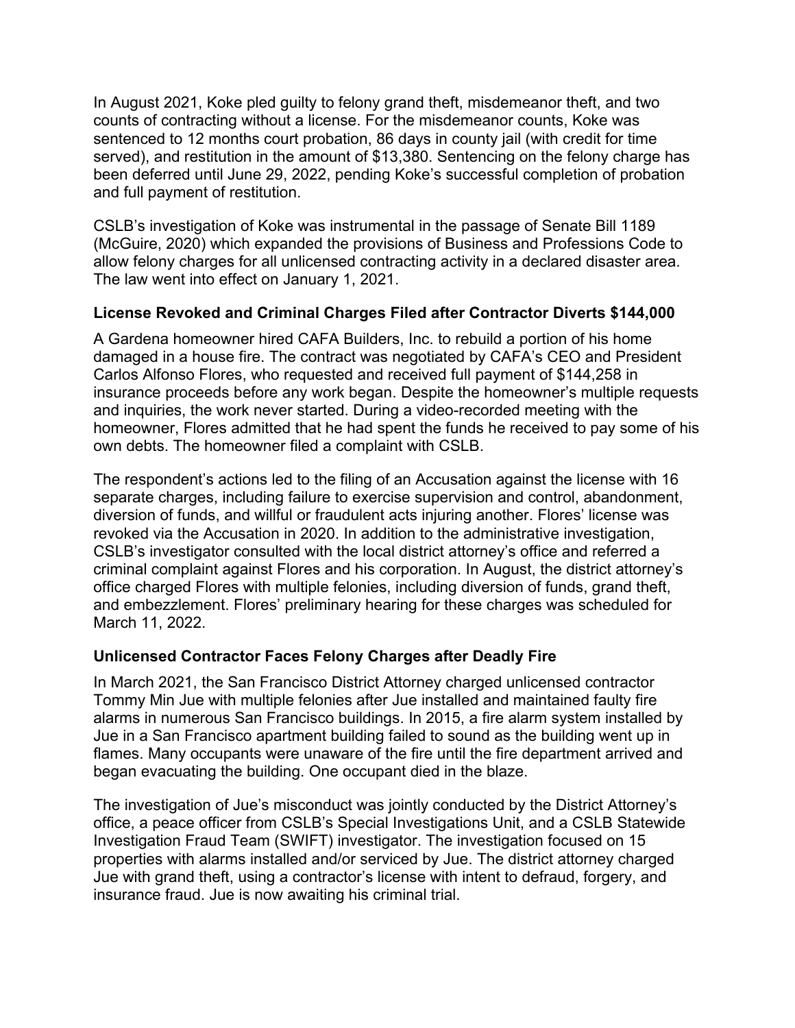In August 2021, Koke pled guilty to felony grand theft, misdemeanor theft, and two counts of contracting without a license. For the misdemeanor counts, Koke was sentenced to 12 months court probation, 86 days in county jail (with credit for time served), and restitution in the amount of $13,380. Sentencing on the felony charge has been deferred until June 29, 2022, pending Koke's successful completion of probation and full payment of restitution.

CSLB's investigation of Koke was instrumental in the passage of Senate Bill 1189 (McGuire, 2020) which expanded the provisions of Business and Professions Code to allow felony charges for all unlicensed contracting activity in a declared disaster area. The law went into effect on January 1, 2021.

### License Revoked and Criminal Charges Filed after Contractor Diverts $144,000

A Gardena homeowner hired CAFA Builders, Inc. to rebuild a portion of his home damaged in a house fire. The contract was negotiated by CAFA's CEO and President Carlos Alfonso Flores, who requested and received full payment of $144,258 in insurance proceeds before any work began. Despite the homeowner's multiple requests and inquiries, the work never started. During a video-recorded meeting with the homeowner, Flores admitted that he had spent the funds he received to pay some of his own debts. The homeowner filed a complaint with CSLB.

The respondent's actions led to the filing of an Accusation against the license with 16 separate charges, including failure to exercise supervision and control, abandonment, diversion of funds, and willful or fraudulent acts injuring another. Flores' license was revoked via the Accusation in 2020. In addition to the administrative investigation, CSLB's investigator consulted with the local district attorney's office and referred a criminal complaint against Flores and his corporation. In August, the district attorney's office charged Flores with multiple felonies, including diversion of funds, grand theft, and embezzlement. Flores' preliminary hearing for these charges was scheduled for March 11, 2022.

### Unlicensed Contractor Faces Felony Charges after Deadly Fire

In March 2021, the San Francisco District Attorney charged unlicensed contractor Tommy Min Jue with multiple felonies after Jue installed and maintained faulty fire alarms in numerous San Francisco buildings. In 2015, a fire alarm system installed by Jue in a San Francisco apartment building failed to sound as the building went up in flames. Many occupants were unaware of the fire until the fire department arrived and began evacuating the building. One occupant died in the blaze.

The investigation of Jue's misconduct was jointly conducted by the District Attorney's office, a peace officer from CSLB's Special Investigations Unit, and a CSLB Statewide Investigation Fraud Team (SWIFT) investigator. The investigation focused on 15 properties with alarms installed and/or serviced by Jue. The district attorney charged Jue with grand theft, using a contractor's license with intent to defraud, forgery, and insurance fraud. Jue is now awaiting his criminal trial.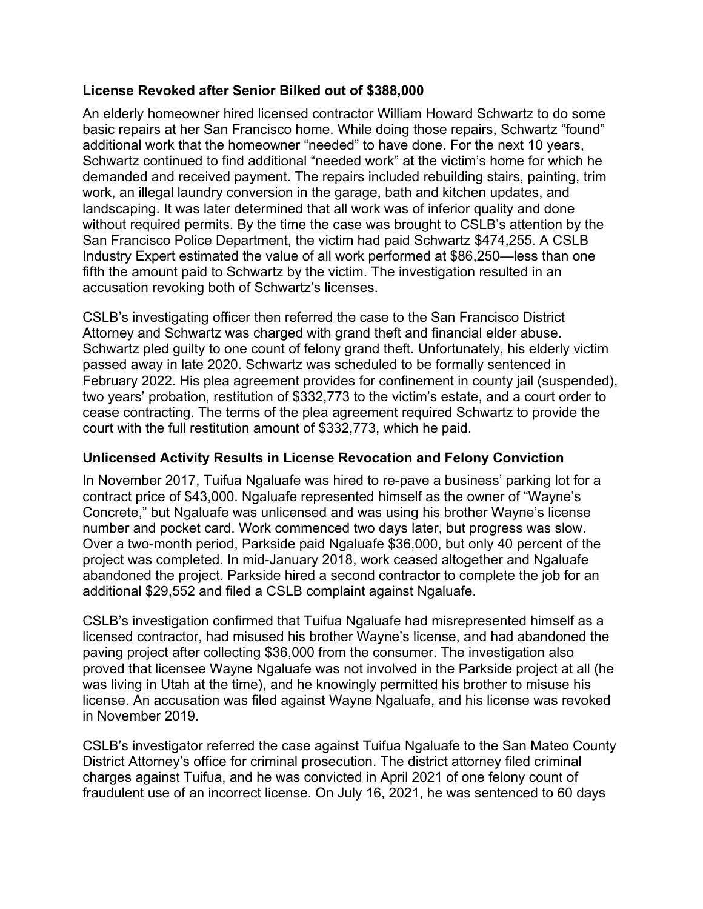**License Revoked after Senior Bilked out of $388,000**

An elderly homeowner hired licensed contractor William Howard Schwartz to do some basic repairs at her San Francisco home. While doing those repairs, Schwartz "found" additional work that the homeowner "needed" to have done. For the next 10 years, Schwartz continued to find additional "needed work" at the victim's home for which he demanded and received payment. The repairs included rebuilding stairs, painting, trim work, an illegal laundry conversion in the garage, bath and kitchen updates, and landscaping. It was later determined that all work was of inferior quality and done without required permits. By the time the case was brought to CSLB's attention by the San Francisco Police Department, the victim had paid Schwartz $474,255. A CSLB Industry Expert estimated the value of all work performed at $86,250—less than one fifth the amount paid to Schwartz by the victim. The investigation resulted in an accusation revoking both of Schwartz's licenses.

CSLB's investigating officer then referred the case to the San Francisco District Attorney and Schwartz was charged with grand theft and financial elder abuse. Schwartz pled guilty to one count of felony grand theft. Unfortunately, his elderly victim passed away in late 2020. Schwartz was scheduled to be formally sentenced in February 2022. His plea agreement provides for confinement in county jail (suspended), two years' probation, restitution of $332,773 to the victim's estate, and a court order to cease contracting. The terms of the plea agreement required Schwartz to provide the court with the full restitution amount of $332,773, which he paid.

**Unlicensed Activity Results in License Revocation and Felony Conviction**

In November 2017, Tuifua Ngaluafe was hired to re-pave a business' parking lot for a contract price of $43,000. Ngaluafe represented himself as the owner of "Wayne's Concrete," but Ngaluafe was unlicensed and was using his brother Wayne's license number and pocket card. Work commenced two days later, but progress was slow. Over a two-month period, Parkside paid Ngaluafe $36,000, but only 40 percent of the project was completed. In mid-January 2018, work ceased altogether and Ngaluafe abandoned the project. Parkside hired a second contractor to complete the job for an additional $29,552 and filed a CSLB complaint against Ngaluafe.

CSLB's investigation confirmed that Tuifua Ngaluafe had misrepresented himself as a licensed contractor, had misused his brother Wayne's license, and had abandoned the paving project after collecting $36,000 from the consumer. The investigation also proved that licensee Wayne Ngaluafe was not involved in the Parkside project at all (he was living in Utah at the time), and he knowingly permitted his brother to misuse his license. An accusation was filed against Wayne Ngaluafe, and his license was revoked in November 2019.

CSLB's investigator referred the case against Tuifua Ngaluafe to the San Mateo County District Attorney's office for criminal prosecution. The district attorney filed criminal charges against Tuifua, and he was convicted in April 2021 of one felony count of fraudulent use of an incorrect license. On July 16, 2021, he was sentenced to 60 days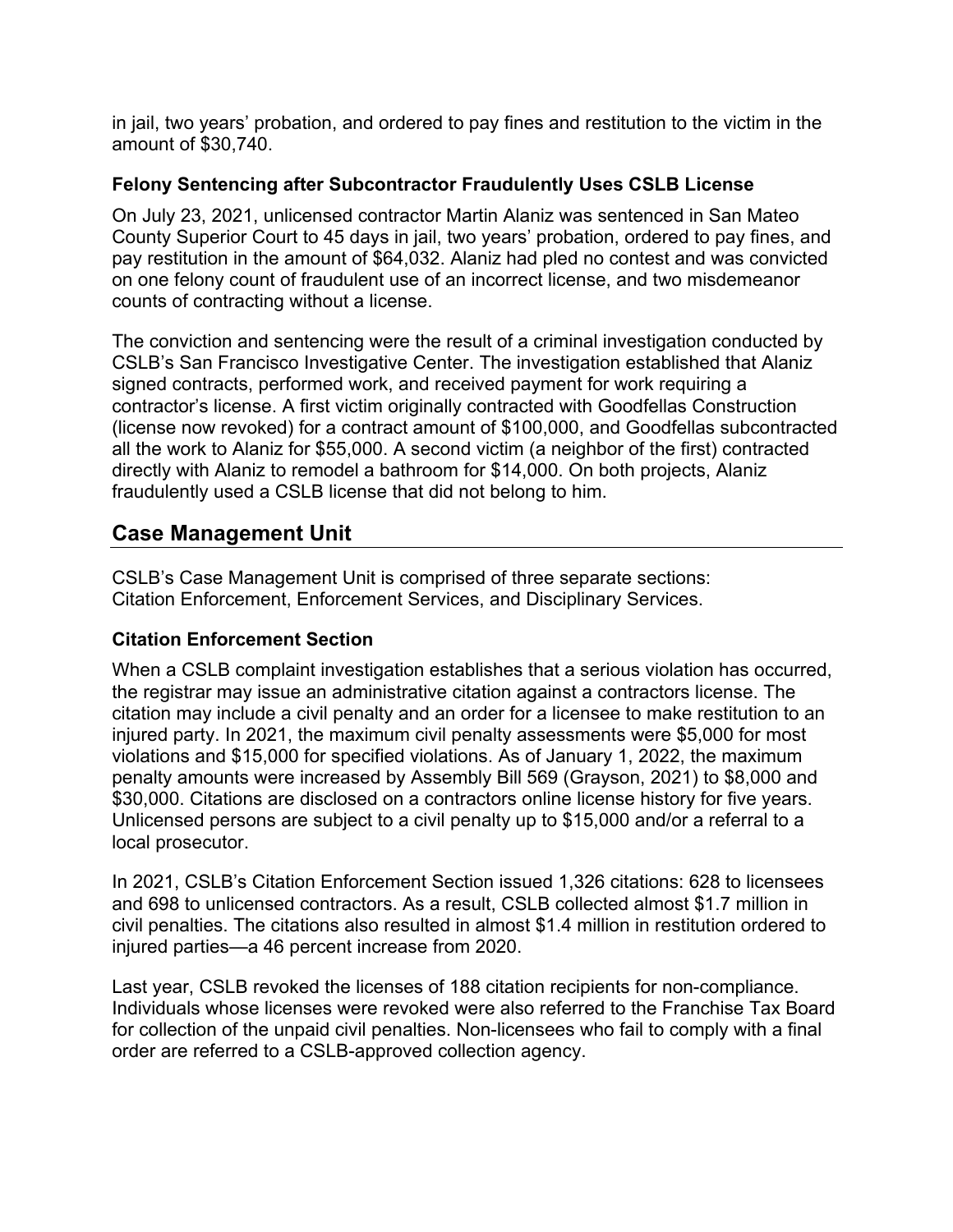in jail, two years' probation, and ordered to pay fines and restitution to the victim in the amount of $30,740.

### Felony Sentencing after Subcontractor Fraudulently Uses CSLB License

On July 23, 2021, unlicensed contractor Martin Alaniz was sentenced in San Mateo County Superior Court to 45 days in jail, two years' probation, ordered to pay fines, and pay restitution in the amount of $64,032. Alaniz had pled no contest and was convicted on one felony count of fraudulent use of an incorrect license, and two misdemeanor counts of contracting without a license.

The conviction and sentencing were the result of a criminal investigation conducted by CSLB's San Francisco Investigative Center. The investigation established that Alaniz signed contracts, performed work, and received payment for work requiring a contractor's license. A first victim originally contracted with Goodfellas Construction (license now revoked) for a contract amount of $100,000, and Goodfellas subcontracted all the work to Alaniz for $55,000. A second victim (a neighbor of the first) contracted directly with Alaniz to remodel a bathroom for $14,000. On both projects, Alaniz fraudulently used a CSLB license that did not belong to him.

## Case Management Unit

CSLB's Case Management Unit is comprised of three separate sections: Citation Enforcement, Enforcement Services, and Disciplinary Services.

### Citation Enforcement Section

When a CSLB complaint investigation establishes that a serious violation has occurred, the registrar may issue an administrative citation against a contractors license. The citation may include a civil penalty and an order for a licensee to make restitution to an injured party. In 2021, the maximum civil penalty assessments were $5,000 for most violations and $15,000 for specified violations. As of January 1, 2022, the maximum penalty amounts were increased by Assembly Bill 569 (Grayson, 2021) to $8,000 and $30,000. Citations are disclosed on a contractors online license history for five years. Unlicensed persons are subject to a civil penalty up to $15,000 and/or a referral to a local prosecutor.

In 2021, CSLB's Citation Enforcement Section issued 1,326 citations: 628 to licensees and 698 to unlicensed contractors. As a result, CSLB collected almost $1.7 million in civil penalties. The citations also resulted in almost $1.4 million in restitution ordered to injured parties—a 46 percent increase from 2020.

Last year, CSLB revoked the licenses of 188 citation recipients for non-compliance. Individuals whose licenses were revoked were also referred to the Franchise Tax Board for collection of the unpaid civil penalties. Non-licensees who fail to comply with a final order are referred to a CSLB-approved collection agency.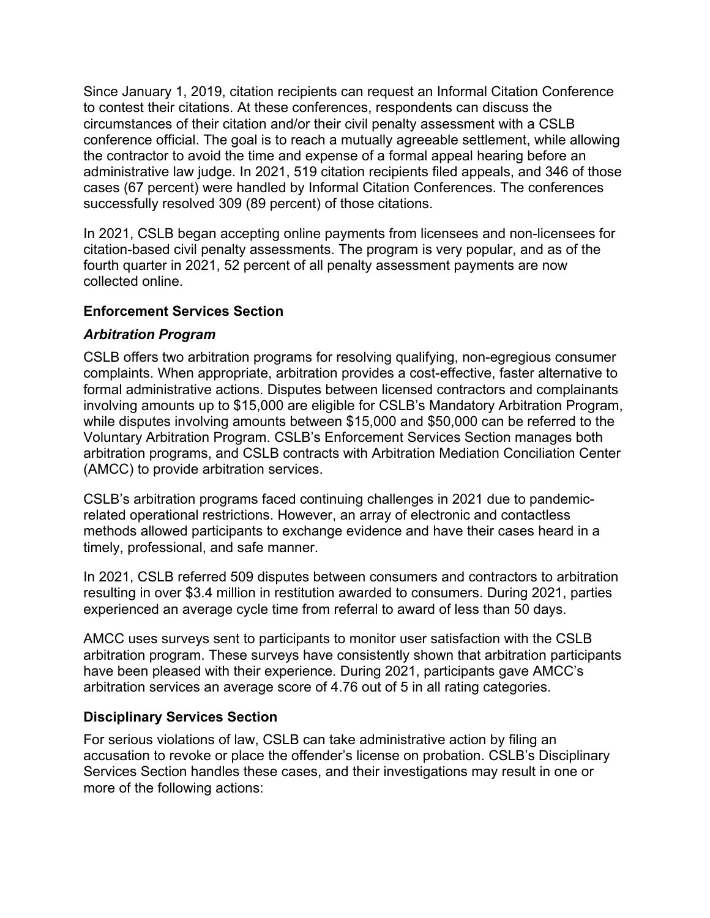Since January 1, 2019, citation recipients can request an Informal Citation Conference to contest their citations. At these conferences, respondents can discuss the circumstances of their citation and/or their civil penalty assessment with a CSLB conference official. The goal is to reach a mutually agreeable settlement, while allowing the contractor to avoid the time and expense of a formal appeal hearing before an administrative law judge. In 2021, 519 citation recipients filed appeals, and 346 of those cases (67 percent) were handled by Informal Citation Conferences. The conferences successfully resolved 309 (89 percent) of those citations.

In 2021, CSLB began accepting online payments from licensees and non-licensees for citation-based civil penalty assessments. The program is very popular, and as of the fourth quarter in 2021, 52 percent of all penalty assessment payments are now collected online.

### Enforcement Services Section

#### *Arbitration Program*

CSLB offers two arbitration programs for resolving qualifying, non-egregious consumer complaints. When appropriate, arbitration provides a cost-effective, faster alternative to formal administrative actions. Disputes between licensed contractors and complainants involving amounts up to $15,000 are eligible for CSLB's Mandatory Arbitration Program, while disputes involving amounts between $15,000 and $50,000 can be referred to the Voluntary Arbitration Program. CSLB's Enforcement Services Section manages both arbitration programs, and CSLB contracts with Arbitration Mediation Conciliation Center (AMCC) to provide arbitration services.

CSLB's arbitration programs faced continuing challenges in 2021 due to pandemic-related operational restrictions. However, an array of electronic and contactless methods allowed participants to exchange evidence and have their cases heard in a timely, professional, and safe manner.

In 2021, CSLB referred 509 disputes between consumers and contractors to arbitration resulting in over $3.4 million in restitution awarded to consumers. During 2021, parties experienced an average cycle time from referral to award of less than 50 days.

AMCC uses surveys sent to participants to monitor user satisfaction with the CSLB arbitration program. These surveys have consistently shown that arbitration participants have been pleased with their experience. During 2021, participants gave AMCC's arbitration services an average score of 4.76 out of 5 in all rating categories.

### Disciplinary Services Section

For serious violations of law, CSLB can take administrative action by filing an accusation to revoke or place the offender's license on probation. CSLB's Disciplinary Services Section handles these cases, and their investigations may result in one or more of the following actions: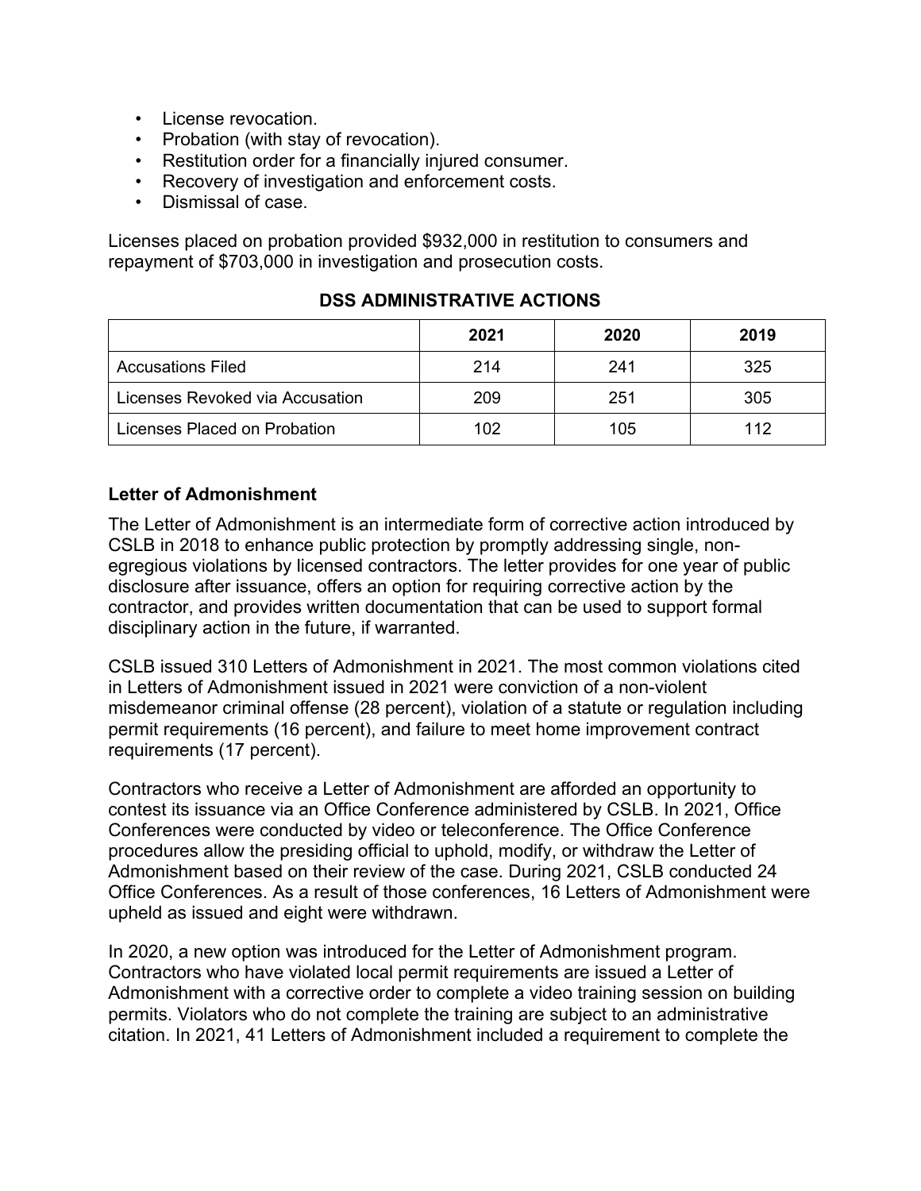- License revocation.
- Probation (with stay of revocation).
- Restitution order for a financially injured consumer.
- Recovery of investigation and enforcement costs.
- Dismissal of case.

Licenses placed on probation provided $932,000 in restitution to consumers and repayment of $703,000 in investigation and prosecution costs.

**DSS ADMINISTRATIVE ACTIONS**

| | 2021 | 2020 | 2019 |
|---|---|---|---|
| Accusations Filed | 214 | 241 | 325 |
| Licenses Revoked via Accusation | 209 | 251 | 305 |
| Licenses Placed on Probation | 102 | 105 | 112 |

**Letter of Admonishment**

The Letter of Admonishment is an intermediate form of corrective action introduced by CSLB in 2018 to enhance public protection by promptly addressing single, non-egregious violations by licensed contractors. The letter provides for one year of public disclosure after issuance, offers an option for requiring corrective action by the contractor, and provides written documentation that can be used to support formal disciplinary action in the future, if warranted.

CSLB issued 310 Letters of Admonishment in 2021. The most common violations cited in Letters of Admonishment issued in 2021 were conviction of a non-violent misdemeanor criminal offense (28 percent), violation of a statute or regulation including permit requirements (16 percent), and failure to meet home improvement contract requirements (17 percent).

Contractors who receive a Letter of Admonishment are afforded an opportunity to contest its issuance via an Office Conference administered by CSLB. In 2021, Office Conferences were conducted by video or teleconference. The Office Conference procedures allow the presiding official to uphold, modify, or withdraw the Letter of Admonishment based on their review of the case. During 2021, CSLB conducted 24 Office Conferences. As a result of those conferences, 16 Letters of Admonishment were upheld as issued and eight were withdrawn.

In 2020, a new option was introduced for the Letter of Admonishment program. Contractors who have violated local permit requirements are issued a Letter of Admonishment with a corrective order to complete a video training session on building permits. Violators who do not complete the training are subject to an administrative citation. In 2021, 41 Letters of Admonishment included a requirement to complete the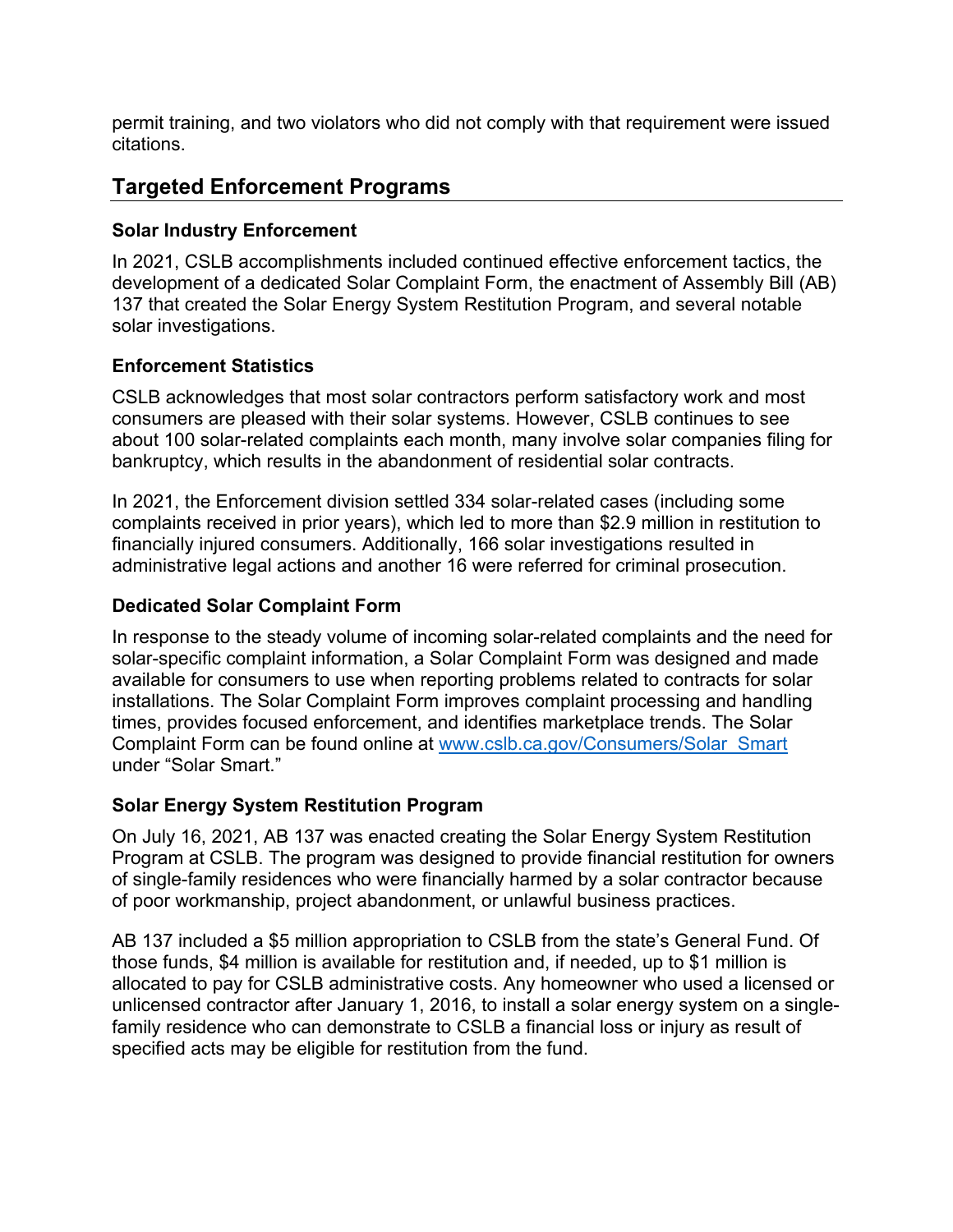permit training, and two violators who did not comply with that requirement were issued citations.

## Targeted Enforcement Programs

### Solar Industry Enforcement

In 2021, CSLB accomplishments included continued effective enforcement tactics, the development of a dedicated Solar Complaint Form, the enactment of Assembly Bill (AB) 137 that created the Solar Energy System Restitution Program, and several notable solar investigations.

### Enforcement Statistics

CSLB acknowledges that most solar contractors perform satisfactory work and most consumers are pleased with their solar systems. However, CSLB continues to see about 100 solar-related complaints each month, many involve solar companies filing for bankruptcy, which results in the abandonment of residential solar contracts.

In 2021, the Enforcement division settled 334 solar-related cases (including some complaints received in prior years), which led to more than $2.9 million in restitution to financially injured consumers. Additionally, 166 solar investigations resulted in administrative legal actions and another 16 were referred for criminal prosecution.

### Dedicated Solar Complaint Form

In response to the steady volume of incoming solar-related complaints and the need for solar-specific complaint information, a Solar Complaint Form was designed and made available for consumers to use when reporting problems related to contracts for solar installations. The Solar Complaint Form improves complaint processing and handling times, provides focused enforcement, and identifies marketplace trends. The Solar Complaint Form can be found online at [www.cslb.ca.gov/Consumers/Solar_Smart](www.cslb.ca.gov/Consumers/Solar_Smart) under "Solar Smart."

### Solar Energy System Restitution Program

On July 16, 2021, AB 137 was enacted creating the Solar Energy System Restitution Program at CSLB. The program was designed to provide financial restitution for owners of single-family residences who were financially harmed by a solar contractor because of poor workmanship, project abandonment, or unlawful business practices.

AB 137 included a $5 million appropriation to CSLB from the state's General Fund. Of those funds, $4 million is available for restitution and, if needed, up to $1 million is allocated to pay for CSLB administrative costs. Any homeowner who used a licensed or unlicensed contractor after January 1, 2016, to install a solar energy system on a single-family residence who can demonstrate to CSLB a financial loss or injury as result of specified acts may be eligible for restitution from the fund.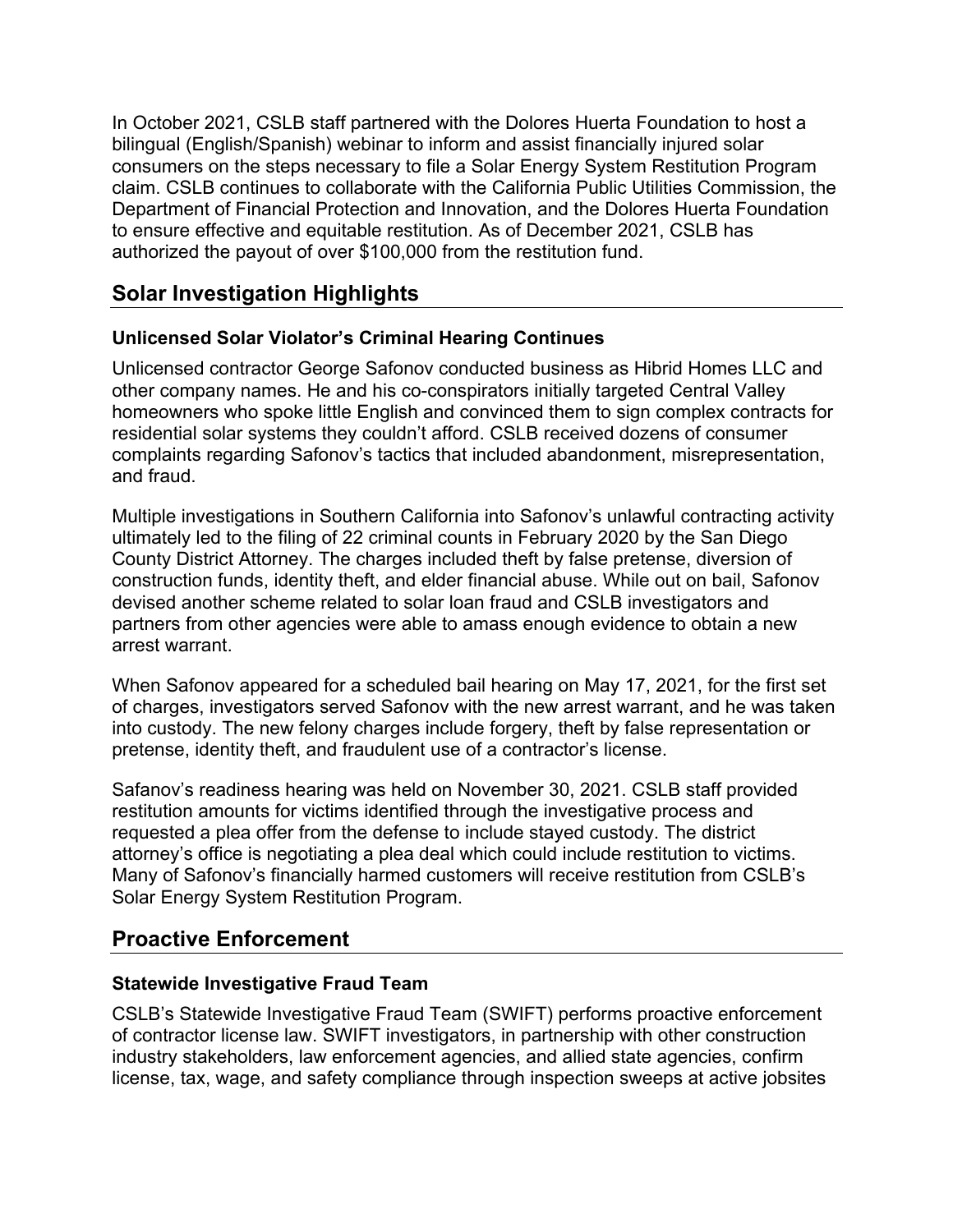In October 2021, CSLB staff partnered with the Dolores Huerta Foundation to host a bilingual (English/Spanish) webinar to inform and assist financially injured solar consumers on the steps necessary to file a Solar Energy System Restitution Program claim. CSLB continues to collaborate with the California Public Utilities Commission, the Department of Financial Protection and Innovation, and the Dolores Huerta Foundation to ensure effective and equitable restitution. As of December 2021, CSLB has authorized the payout of over $100,000 from the restitution fund.

## Solar Investigation Highlights

### Unlicensed Solar Violator's Criminal Hearing Continues

Unlicensed contractor George Safonov conducted business as Hibrid Homes LLC and other company names. He and his co-conspirators initially targeted Central Valley homeowners who spoke little English and convinced them to sign complex contracts for residential solar systems they couldn't afford. CSLB received dozens of consumer complaints regarding Safonov's tactics that included abandonment, misrepresentation, and fraud.

Multiple investigations in Southern California into Safonov's unlawful contracting activity ultimately led to the filing of 22 criminal counts in February 2020 by the San Diego County District Attorney. The charges included theft by false pretense, diversion of construction funds, identity theft, and elder financial abuse. While out on bail, Safonov devised another scheme related to solar loan fraud and CSLB investigators and partners from other agencies were able to amass enough evidence to obtain a new arrest warrant.

When Safonov appeared for a scheduled bail hearing on May 17, 2021, for the first set of charges, investigators served Safonov with the new arrest warrant, and he was taken into custody. The new felony charges include forgery, theft by false representation or pretense, identity theft, and fraudulent use of a contractor's license.

Safanov's readiness hearing was held on November 30, 2021. CSLB staff provided restitution amounts for victims identified through the investigative process and requested a plea offer from the defense to include stayed custody. The district attorney's office is negotiating a plea deal which could include restitution to victims. Many of Safonov's financially harmed customers will receive restitution from CSLB's Solar Energy System Restitution Program.

## Proactive Enforcement

### Statewide Investigative Fraud Team

CSLB's Statewide Investigative Fraud Team (SWIFT) performs proactive enforcement of contractor license law. SWIFT investigators, in partnership with other construction industry stakeholders, law enforcement agencies, and allied state agencies, confirm license, tax, wage, and safety compliance through inspection sweeps at active jobsites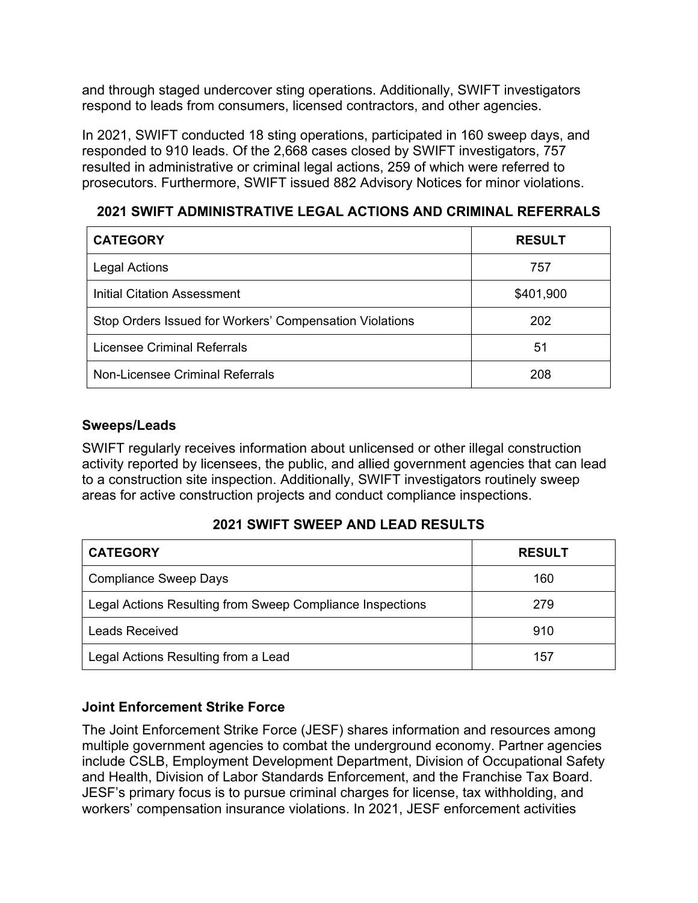and through staged undercover sting operations. Additionally, SWIFT investigators respond to leads from consumers, licensed contractors, and other agencies.

In 2021, SWIFT conducted 18 sting operations, participated in 160 sweep days, and responded to 910 leads. Of the 2,668 cases closed by SWIFT investigators, 757 resulted in administrative or criminal legal actions, 259 of which were referred to prosecutors. Furthermore, SWIFT issued 882 Advisory Notices for minor violations.

**2021 SWIFT ADMINISTRATIVE LEGAL ACTIONS AND CRIMINAL REFERRALS**

| CATEGORY | RESULT |
|---|---|
| Legal Actions | 757 |
| Initial Citation Assessment | $401,900 |
| Stop Orders Issued for Workers' Compensation Violations | 202 |
| Licensee Criminal Referrals | 51 |
| Non-Licensee Criminal Referrals | 208 |

### Sweeps/Leads

SWIFT regularly receives information about unlicensed or other illegal construction activity reported by licensees, the public, and allied government agencies that can lead to a construction site inspection. Additionally, SWIFT investigators routinely sweep areas for active construction projects and conduct compliance inspections.

**2021 SWIFT SWEEP AND LEAD RESULTS**

| CATEGORY | RESULT |
|---|---|
| Compliance Sweep Days | 160 |
| Legal Actions Resulting from Sweep Compliance Inspections | 279 |
| Leads Received | 910 |
| Legal Actions Resulting from a Lead | 157 |

### Joint Enforcement Strike Force

The Joint Enforcement Strike Force (JESF) shares information and resources among multiple government agencies to combat the underground economy. Partner agencies include CSLB, Employment Development Department, Division of Occupational Safety and Health, Division of Labor Standards Enforcement, and the Franchise Tax Board. JESF's primary focus is to pursue criminal charges for license, tax withholding, and workers' compensation insurance violations. In 2021, JESF enforcement activities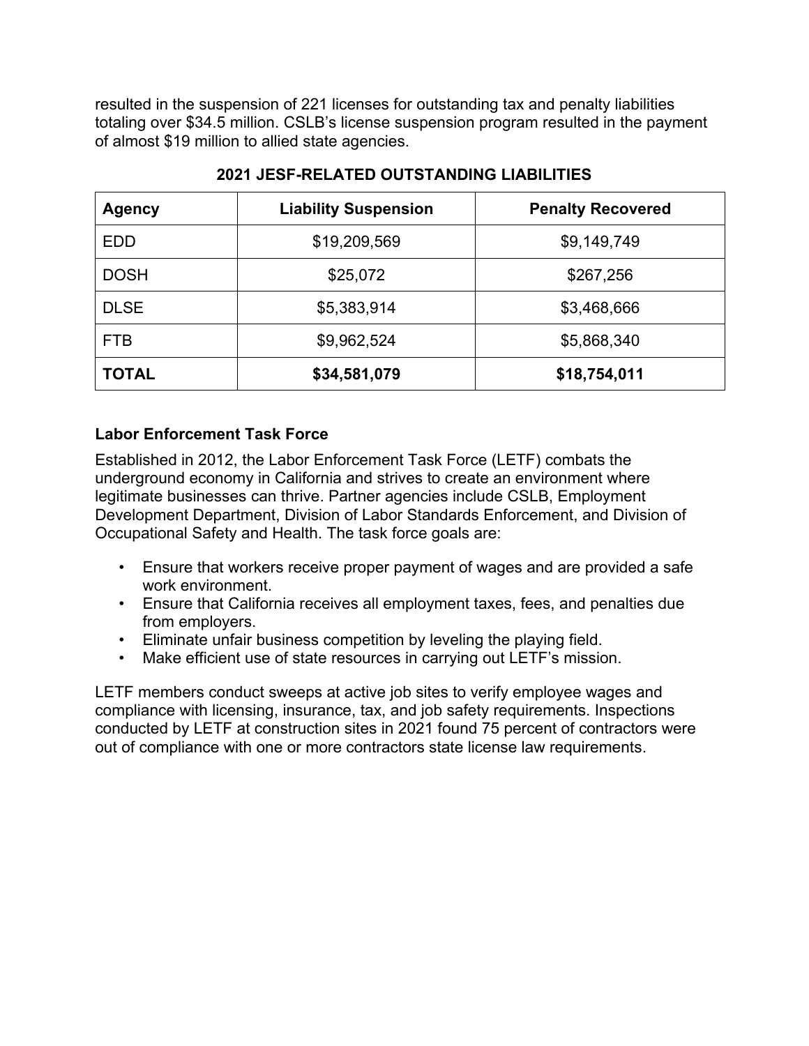resulted in the suspension of 221 licenses for outstanding tax and penalty liabilities totaling over $34.5 million. CSLB's license suspension program resulted in the payment of almost $19 million to allied state agencies.

**2021 JESF-RELATED OUTSTANDING LIABILITIES**

| Agency | Liability Suspension | Penalty Recovered |
|---|---|---|
| EDD | $19,209,569 | $9,149,749 |
| DOSH | $25,072 | $267,256 |
| DLSE | $5,383,914 | $3,468,666 |
| FTB | $9,962,524 | $5,868,340 |
| **TOTAL** | **$34,581,079** | **$18,754,011** |

### Labor Enforcement Task Force

Established in 2012, the Labor Enforcement Task Force (LETF) combats the underground economy in California and strives to create an environment where legitimate businesses can thrive. Partner agencies include CSLB, Employment Development Department, Division of Labor Standards Enforcement, and Division of Occupational Safety and Health. The task force goals are:

- Ensure that workers receive proper payment of wages and are provided a safe work environment.
- Ensure that California receives all employment taxes, fees, and penalties due from employers.
- Eliminate unfair business competition by leveling the playing field.
- Make efficient use of state resources in carrying out LETF's mission.

LETF members conduct sweeps at active job sites to verify employee wages and compliance with licensing, insurance, tax, and job safety requirements. Inspections conducted by LETF at construction sites in 2021 found 75 percent of contractors were out of compliance with one or more contractors state license law requirements.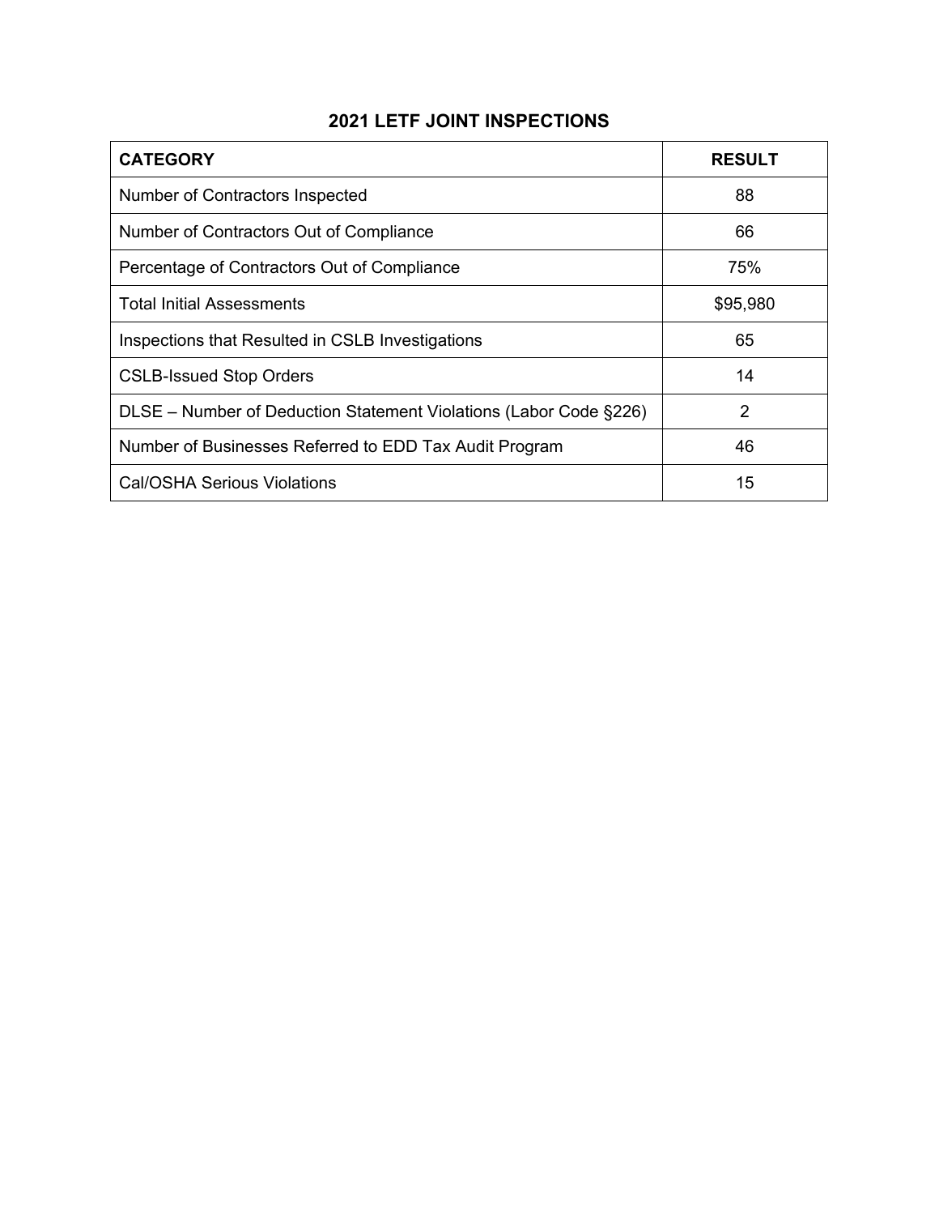## 2021 LETF JOINT INSPECTIONS

| CATEGORY | RESULT |
|---|---|
| Number of Contractors Inspected | 88 |
| Number of Contractors Out of Compliance | 66 |
| Percentage of Contractors Out of Compliance | 75% |
| Total Initial Assessments | $95,980 |
| Inspections that Resulted in CSLB Investigations | 65 |
| CSLB-Issued Stop Orders | 14 |
| DLSE – Number of Deduction Statement Violations (Labor Code §226) | 2 |
| Number of Businesses Referred to EDD Tax Audit Program | 46 |
| Cal/OSHA Serious Violations | 15 |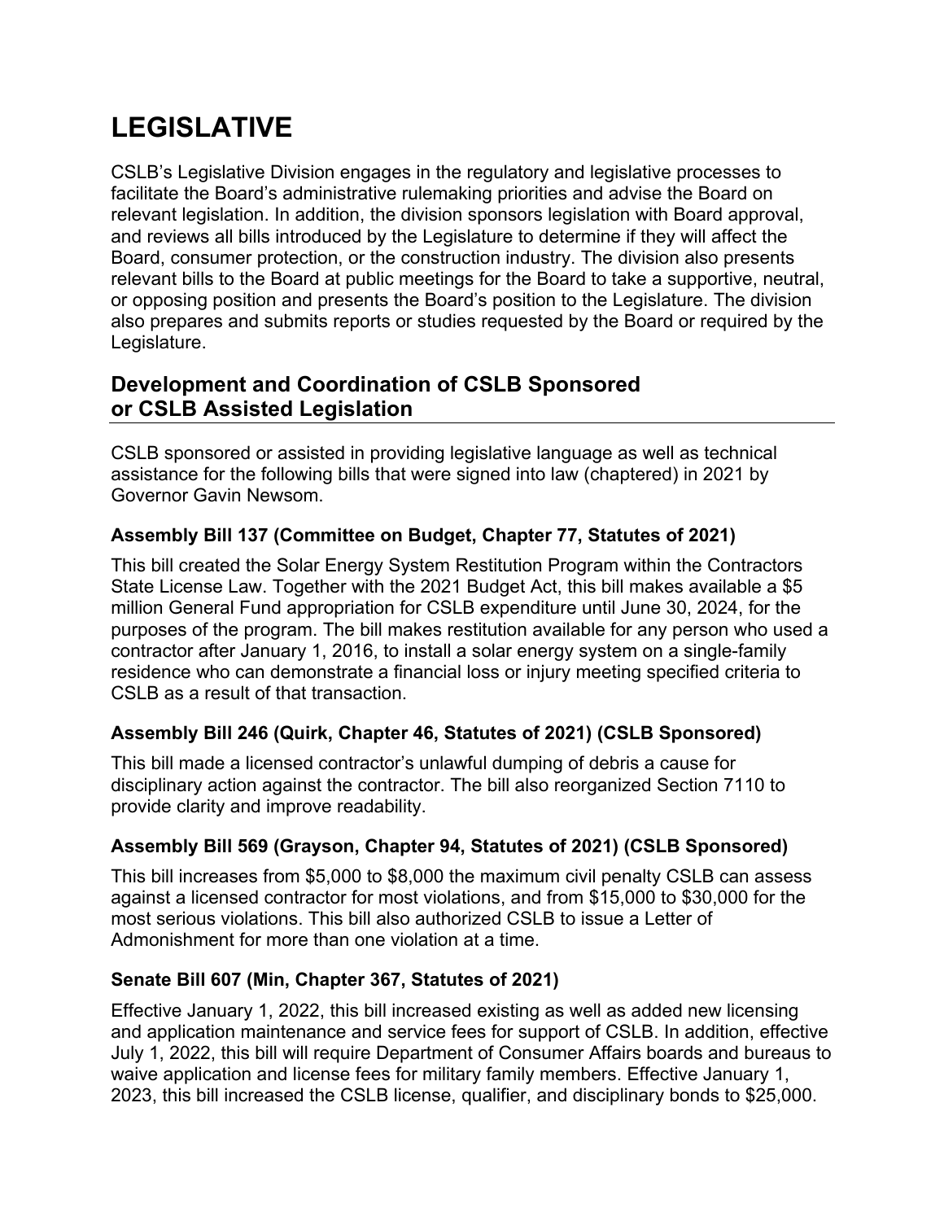# LEGISLATIVE

CSLB's Legislative Division engages in the regulatory and legislative processes to facilitate the Board's administrative rulemaking priorities and advise the Board on relevant legislation. In addition, the division sponsors legislation with Board approval, and reviews all bills introduced by the Legislature to determine if they will affect the Board, consumer protection, or the construction industry. The division also presents relevant bills to the Board at public meetings for the Board to take a supportive, neutral, or opposing position and presents the Board's position to the Legislature. The division also prepares and submits reports or studies requested by the Board or required by the Legislature.

## Development and Coordination of CSLB Sponsored or CSLB Assisted Legislation

CSLB sponsored or assisted in providing legislative language as well as technical assistance for the following bills that were signed into law (chaptered) in 2021 by Governor Gavin Newsom.

### Assembly Bill 137 (Committee on Budget, Chapter 77, Statutes of 2021)

This bill created the Solar Energy System Restitution Program within the Contractors State License Law. Together with the 2021 Budget Act, this bill makes available a $5 million General Fund appropriation for CSLB expenditure until June 30, 2024, for the purposes of the program. The bill makes restitution available for any person who used a contractor after January 1, 2016, to install a solar energy system on a single-family residence who can demonstrate a financial loss or injury meeting specified criteria to CSLB as a result of that transaction.

### Assembly Bill 246 (Quirk, Chapter 46, Statutes of 2021) (CSLB Sponsored)

This bill made a licensed contractor's unlawful dumping of debris a cause for disciplinary action against the contractor. The bill also reorganized Section 7110 to provide clarity and improve readability.

### Assembly Bill 569 (Grayson, Chapter 94, Statutes of 2021) (CSLB Sponsored)

This bill increases from $5,000 to $8,000 the maximum civil penalty CSLB can assess against a licensed contractor for most violations, and from $15,000 to $30,000 for the most serious violations. This bill also authorized CSLB to issue a Letter of Admonishment for more than one violation at a time.

### Senate Bill 607 (Min, Chapter 367, Statutes of 2021)

Effective January 1, 2022, this bill increased existing as well as added new licensing and application maintenance and service fees for support of CSLB. In addition, effective July 1, 2022, this bill will require Department of Consumer Affairs boards and bureaus to waive application and license fees for military family members. Effective January 1, 2023, this bill increased the CSLB license, qualifier, and disciplinary bonds to $25,000.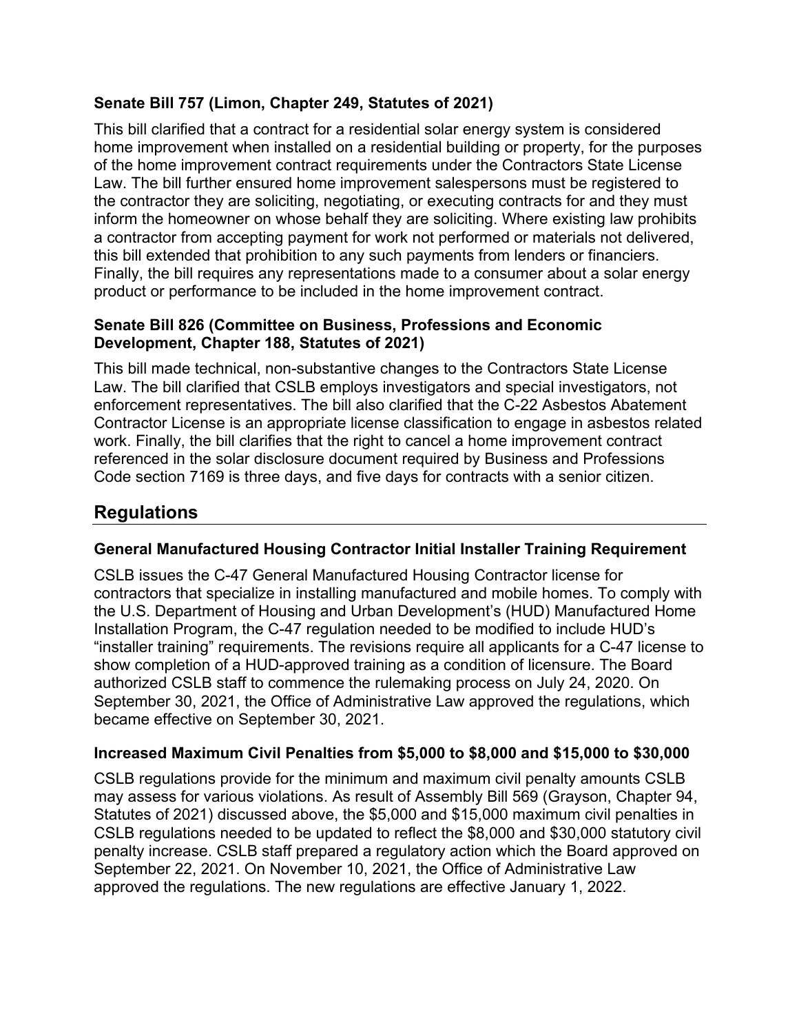### Senate Bill 757 (Limon, Chapter 249, Statutes of 2021)

This bill clarified that a contract for a residential solar energy system is considered home improvement when installed on a residential building or property, for the purposes of the home improvement contract requirements under the Contractors State License Law. The bill further ensured home improvement salespersons must be registered to the contractor they are soliciting, negotiating, or executing contracts for and they must inform the homeowner on whose behalf they are soliciting. Where existing law prohibits a contractor from accepting payment for work not performed or materials not delivered, this bill extended that prohibition to any such payments from lenders or financiers. Finally, the bill requires any representations made to a consumer about a solar energy product or performance to be included in the home improvement contract.

### Senate Bill 826 (Committee on Business, Professions and Economic Development, Chapter 188, Statutes of 2021)

This bill made technical, non-substantive changes to the Contractors State License Law. The bill clarified that CSLB employs investigators and special investigators, not enforcement representatives. The bill also clarified that the C-22 Asbestos Abatement Contractor License is an appropriate license classification to engage in asbestos related work. Finally, the bill clarifies that the right to cancel a home improvement contract referenced in the solar disclosure document required by Business and Professions Code section 7169 is three days, and five days for contracts with a senior citizen.

## Regulations

### General Manufactured Housing Contractor Initial Installer Training Requirement

CSLB issues the C-47 General Manufactured Housing Contractor license for contractors that specialize in installing manufactured and mobile homes. To comply with the U.S. Department of Housing and Urban Development's (HUD) Manufactured Home Installation Program, the C-47 regulation needed to be modified to include HUD's "installer training" requirements. The revisions require all applicants for a C-47 license to show completion of a HUD-approved training as a condition of licensure. The Board authorized CSLB staff to commence the rulemaking process on July 24, 2020. On September 30, 2021, the Office of Administrative Law approved the regulations, which became effective on September 30, 2021.

### Increased Maximum Civil Penalties from $5,000 to $8,000 and $15,000 to $30,000

CSLB regulations provide for the minimum and maximum civil penalty amounts CSLB may assess for various violations. As result of Assembly Bill 569 (Grayson, Chapter 94, Statutes of 2021) discussed above, the $5,000 and $15,000 maximum civil penalties in CSLB regulations needed to be updated to reflect the $8,000 and $30,000 statutory civil penalty increase. CSLB staff prepared a regulatory action which the Board approved on September 22, 2021. On November 10, 2021, the Office of Administrative Law approved the regulations. The new regulations are effective January 1, 2022.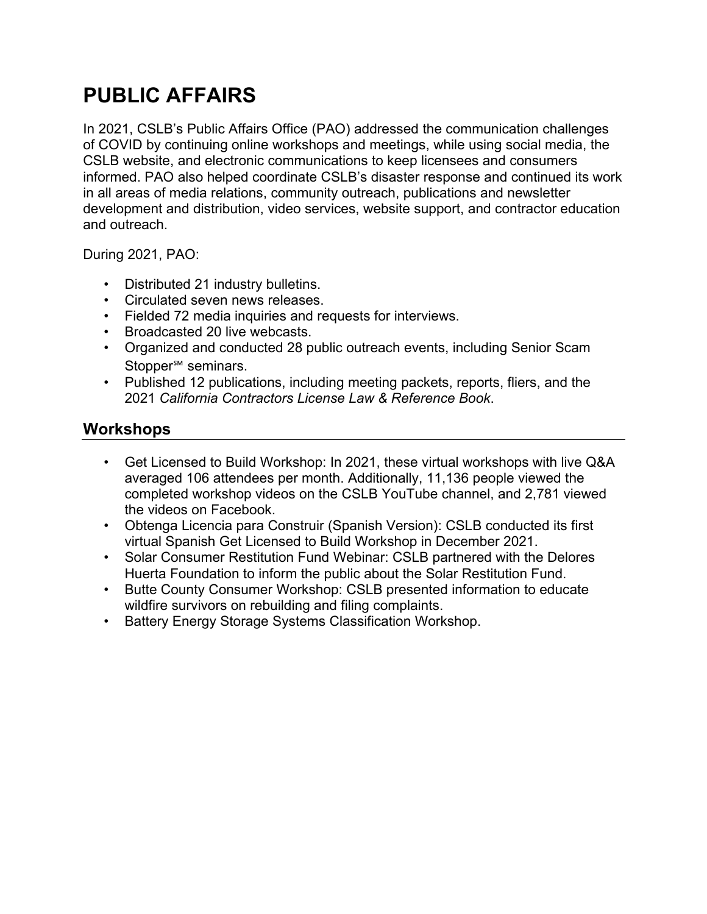# PUBLIC AFFAIRS

In 2021, CSLB's Public Affairs Office (PAO) addressed the communication challenges of COVID by continuing online workshops and meetings, while using social media, the CSLB website, and electronic communications to keep licensees and consumers informed. PAO also helped coordinate CSLB's disaster response and continued its work in all areas of media relations, community outreach, publications and newsletter development and distribution, video services, website support, and contractor education and outreach.

During 2021, PAO:

- Distributed 21 industry bulletins.
- Circulated seven news releases.
- Fielded 72 media inquiries and requests for interviews.
- Broadcasted 20 live webcasts.
- Organized and conducted 28 public outreach events, including Senior Scam Stopper℠ seminars.
- Published 12 publications, including meeting packets, reports, fliers, and the 2021 *California Contractors License Law & Reference Book*.

## Workshops

- Get Licensed to Build Workshop: In 2021, these virtual workshops with live Q&A averaged 106 attendees per month. Additionally, 11,136 people viewed the completed workshop videos on the CSLB YouTube channel, and 2,781 viewed the videos on Facebook.
- Obtenga Licencia para Construir (Spanish Version): CSLB conducted its first virtual Spanish Get Licensed to Build Workshop in December 2021.
- Solar Consumer Restitution Fund Webinar: CSLB partnered with the Delores Huerta Foundation to inform the public about the Solar Restitution Fund.
- Butte County Consumer Workshop: CSLB presented information to educate wildfire survivors on rebuilding and filing complaints.
- Battery Energy Storage Systems Classification Workshop.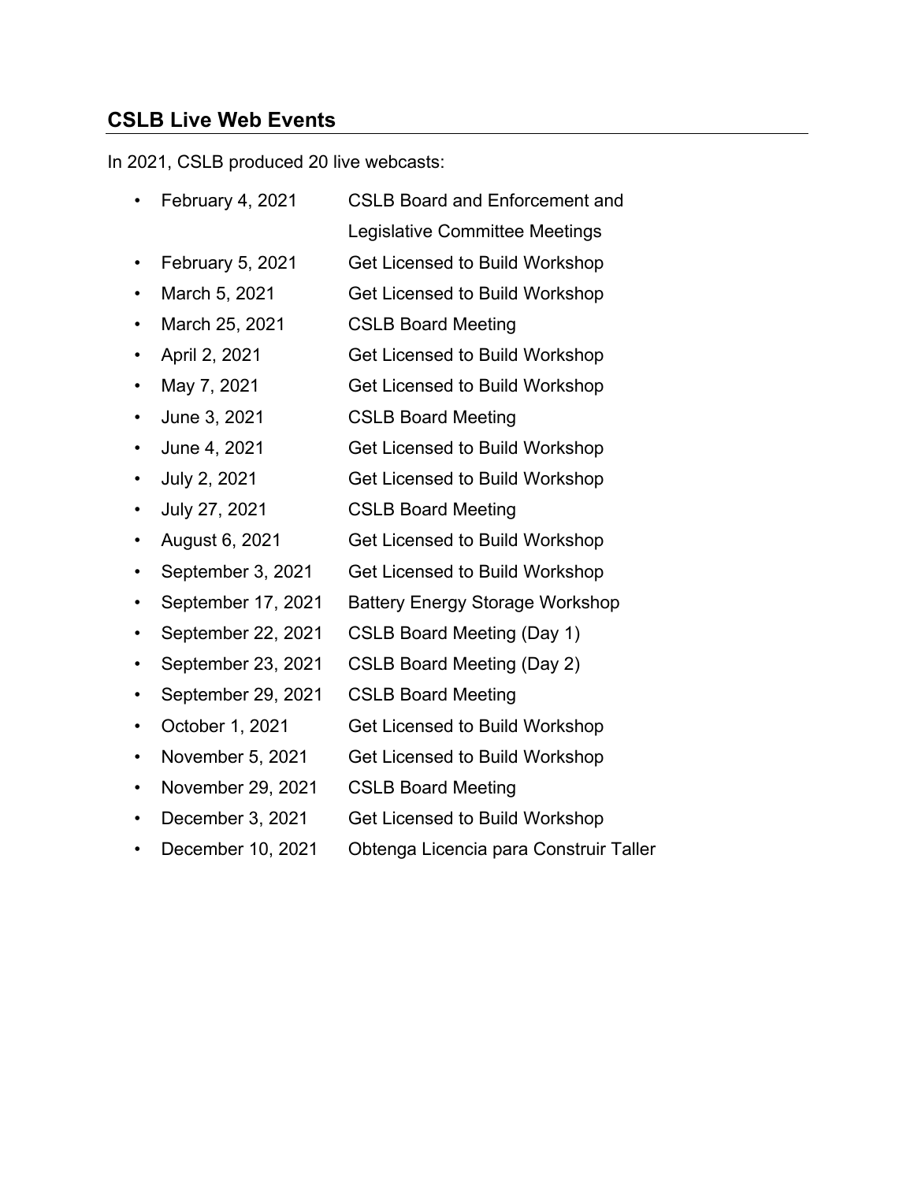## CSLB Live Web Events

In 2021, CSLB produced 20 live webcasts:

- February 4, 2021 CSLB Board and Enforcement and Legislative Committee Meetings
- February 5, 2021 Get Licensed to Build Workshop
- March 5, 2021 Get Licensed to Build Workshop
- March 25, 2021 CSLB Board Meeting
- April 2, 2021 Get Licensed to Build Workshop
- May 7, 2021 Get Licensed to Build Workshop
- June 3, 2021 CSLB Board Meeting
- June 4, 2021 Get Licensed to Build Workshop
- July 2, 2021 Get Licensed to Build Workshop
- July 27, 2021 CSLB Board Meeting
- August 6, 2021 Get Licensed to Build Workshop
- September 3, 2021 Get Licensed to Build Workshop
- September 17, 2021 Battery Energy Storage Workshop
- September 22, 2021 CSLB Board Meeting (Day 1)
- September 23, 2021 CSLB Board Meeting (Day 2)
- September 29, 2021 CSLB Board Meeting
- October 1, 2021 Get Licensed to Build Workshop
- November 5, 2021 Get Licensed to Build Workshop
- November 29, 2021 CSLB Board Meeting
- December 3, 2021 Get Licensed to Build Workshop
- December 10, 2021 Obtenga Licencia para Construir Taller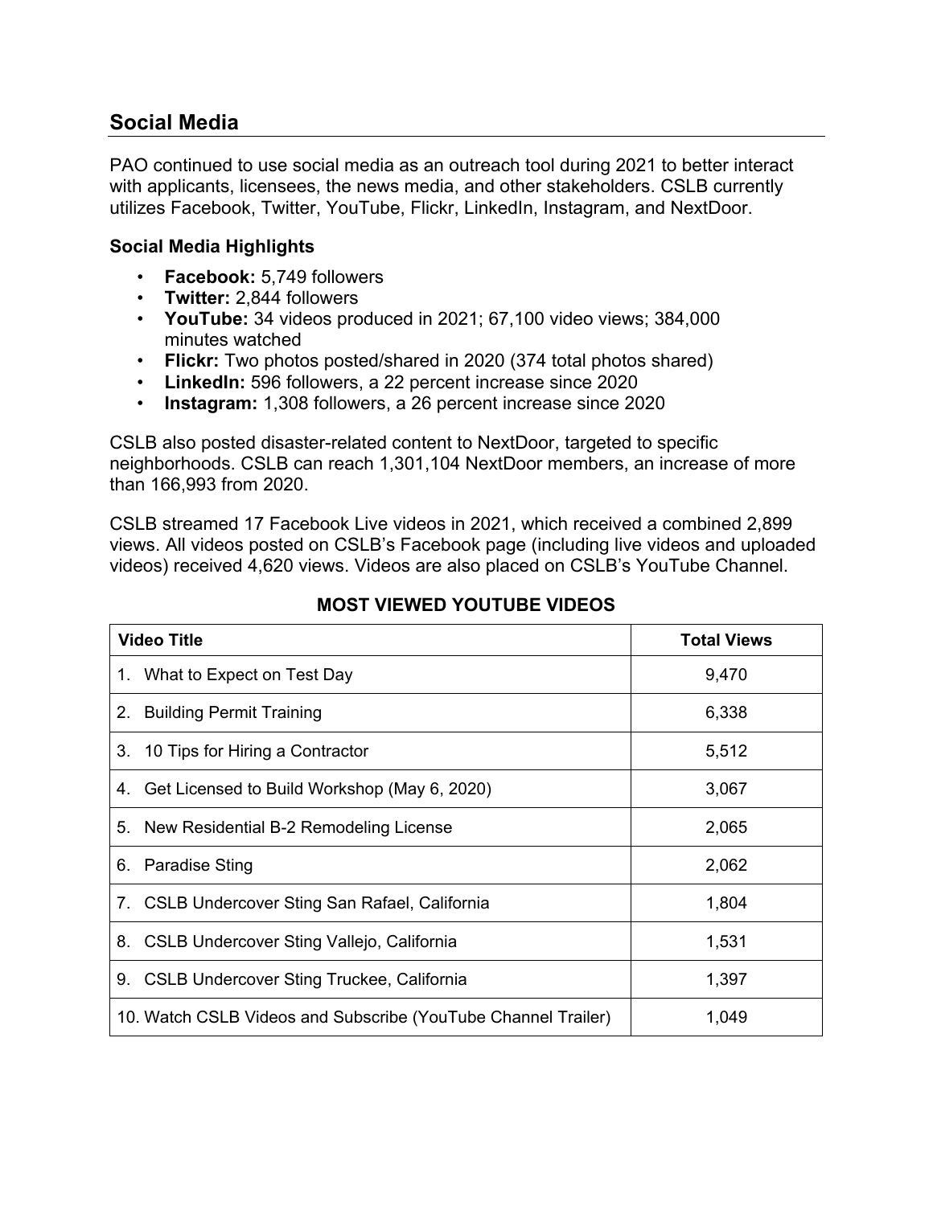## Social Media

PAO continued to use social media as an outreach tool during 2021 to better interact with applicants, licensees, the news media, and other stakeholders. CSLB currently utilizes Facebook, Twitter, YouTube, Flickr, LinkedIn, Instagram, and NextDoor.

### Social Media Highlights

- **Facebook:** 5,749 followers
- **Twitter:** 2,844 followers
- **YouTube:** 34 videos produced in 2021; 67,100 video views; 384,000 minutes watched
- **Flickr:** Two photos posted/shared in 2020 (374 total photos shared)
- **LinkedIn:** 596 followers, a 22 percent increase since 2020
- **Instagram:** 1,308 followers, a 26 percent increase since 2020

CSLB also posted disaster-related content to NextDoor, targeted to specific neighborhoods. CSLB can reach 1,301,104 NextDoor members, an increase of more than 166,993 from 2020.

CSLB streamed 17 Facebook Live videos in 2021, which received a combined 2,899 views. All videos posted on CSLB's Facebook page (including live videos and uploaded videos) received 4,620 views. Videos are also placed on CSLB's YouTube Channel.

**MOST VIEWED YOUTUBE VIDEOS**

| Video Title | Total Views |
|---|---|
| 1. What to Expect on Test Day | 9,470 |
| 2. Building Permit Training | 6,338 |
| 3. 10 Tips for Hiring a Contractor | 5,512 |
| 4. Get Licensed to Build Workshop (May 6, 2020) | 3,067 |
| 5. New Residential B-2 Remodeling License | 2,065 |
| 6. Paradise Sting | 2,062 |
| 7. CSLB Undercover Sting San Rafael, California | 1,804 |
| 8. CSLB Undercover Sting Vallejo, California | 1,531 |
| 9. CSLB Undercover Sting Truckee, California | 1,397 |
| 10. Watch CSLB Videos and Subscribe (YouTube Channel Trailer) | 1,049 |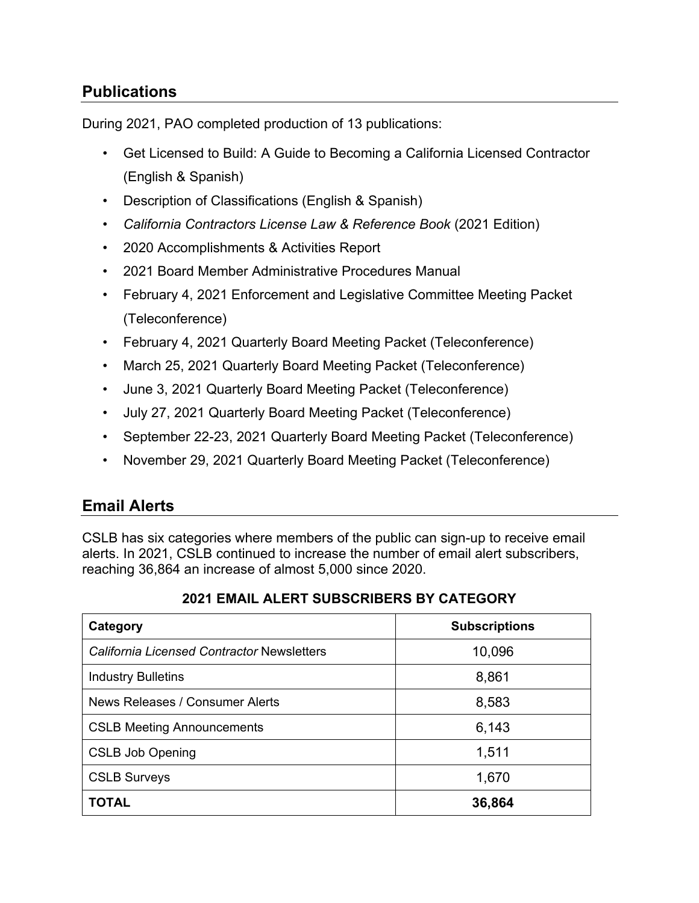## Publications

During 2021, PAO completed production of 13 publications:

- Get Licensed to Build: A Guide to Becoming a California Licensed Contractor (English & Spanish)
- Description of Classifications (English & Spanish)
- *California Contractors License Law & Reference Book* (2021 Edition)
- 2020 Accomplishments & Activities Report
- 2021 Board Member Administrative Procedures Manual
- February 4, 2021 Enforcement and Legislative Committee Meeting Packet (Teleconference)
- February 4, 2021 Quarterly Board Meeting Packet (Teleconference)
- March 25, 2021 Quarterly Board Meeting Packet (Teleconference)
- June 3, 2021 Quarterly Board Meeting Packet (Teleconference)
- July 27, 2021 Quarterly Board Meeting Packet (Teleconference)
- September 22-23, 2021 Quarterly Board Meeting Packet (Teleconference)
- November 29, 2021 Quarterly Board Meeting Packet (Teleconference)

## Email Alerts

CSLB has six categories where members of the public can sign-up to receive email alerts. In 2021, CSLB continued to increase the number of email alert subscribers, reaching 36,864 an increase of almost 5,000 since 2020.

**2021 EMAIL ALERT SUBSCRIBERS BY CATEGORY**

| Category | Subscriptions |
|---|---|
| *California Licensed Contractor* Newsletters | 10,096 |
| Industry Bulletins | 8,861 |
| News Releases / Consumer Alerts | 8,583 |
| CSLB Meeting Announcements | 6,143 |
| CSLB Job Opening | 1,511 |
| CSLB Surveys | 1,670 |
| **TOTAL** | **36,864** |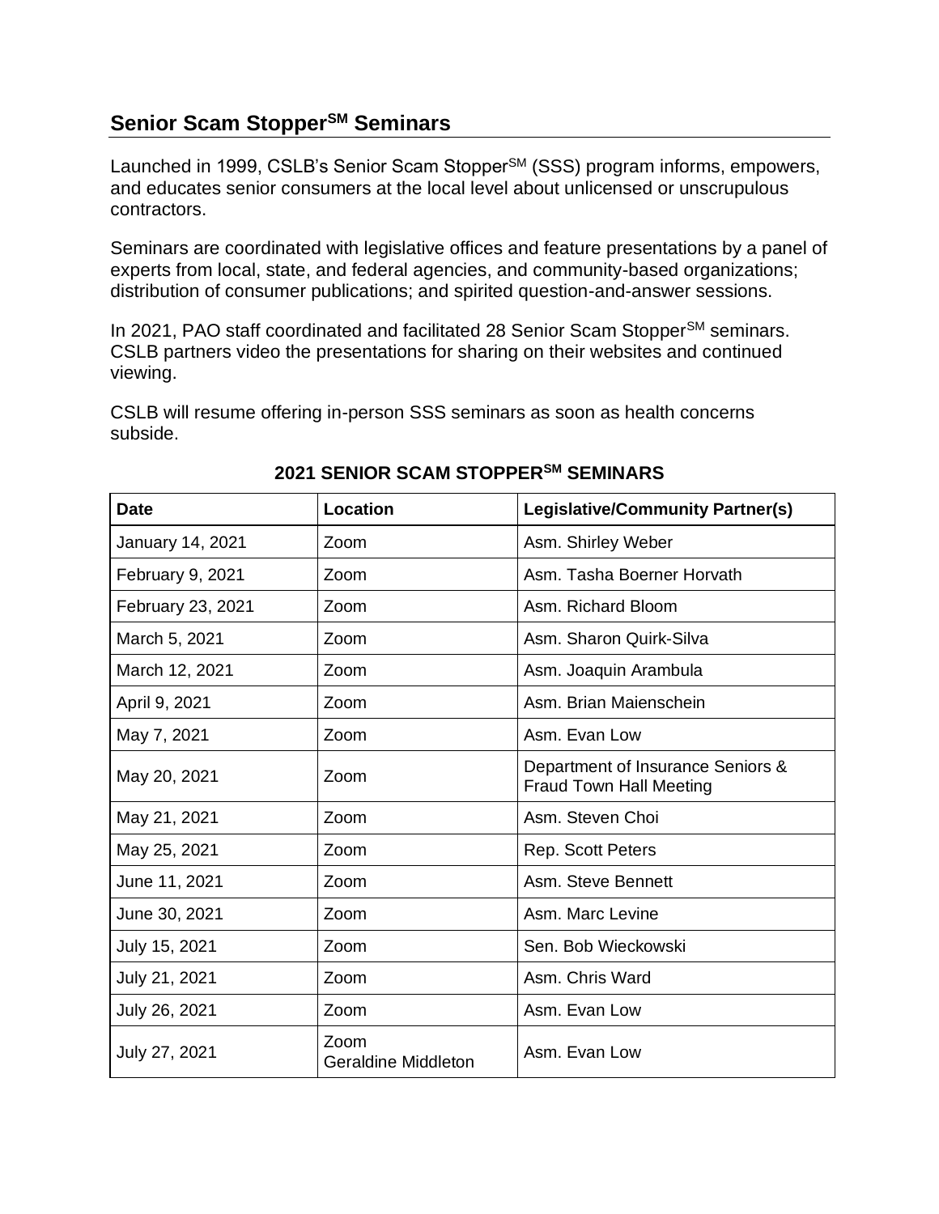## Senior Scam Stopper[SM] Seminars

Launched in 1999, CSLB's Senior Scam Stopper[SM] (SSS) program informs, empowers, and educates senior consumers at the local level about unlicensed or unscrupulous contractors.

Seminars are coordinated with legislative offices and feature presentations by a panel of experts from local, state, and federal agencies, and community-based organizations; distribution of consumer publications; and spirited question-and-answer sessions.

In 2021, PAO staff coordinated and facilitated 28 Senior Scam Stopper[SM] seminars. CSLB partners video the presentations for sharing on their websites and continued viewing.

CSLB will resume offering in-person SSS seminars as soon as health concerns subside.

**2021 SENIOR SCAM STOPPER[SM] SEMINARS**

| Date | Location | Legislative/Community Partner(s) |
|---|---|---|
| January 14, 2021 | Zoom | Asm. Shirley Weber |
| February 9, 2021 | Zoom | Asm. Tasha Boerner Horvath |
| February 23, 2021 | Zoom | Asm. Richard Bloom |
| March 5, 2021 | Zoom | Asm. Sharon Quirk-Silva |
| March 12, 2021 | Zoom | Asm. Joaquin Arambula |
| April 9, 2021 | Zoom | Asm. Brian Maienschein |
| May 7, 2021 | Zoom | Asm. Evan Low |
| May 20, 2021 | Zoom | Department of Insurance Seniors & Fraud Town Hall Meeting |
| May 21, 2021 | Zoom | Asm. Steven Choi |
| May 25, 2021 | Zoom | Rep. Scott Peters |
| June 11, 2021 | Zoom | Asm. Steve Bennett |
| June 30, 2021 | Zoom | Asm. Marc Levine |
| July 15, 2021 | Zoom | Sen. Bob Wieckowski |
| July 21, 2021 | Zoom | Asm. Chris Ward |
| July 26, 2021 | Zoom | Asm. Evan Low |
| July 27, 2021 | Zoom<br>Geraldine Middleton | Asm. Evan Low |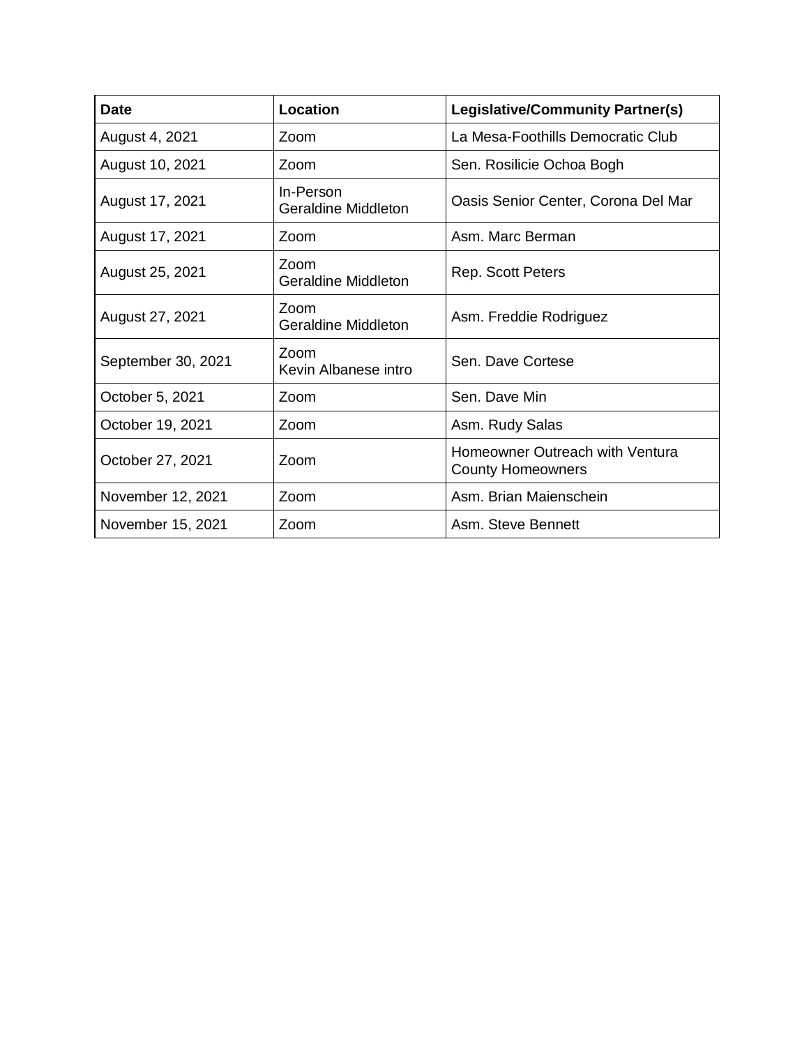| Date | Location | Legislative/Community Partner(s) |
|---|---|---|
| August 4, 2021 | Zoom | La Mesa-Foothills Democratic Club |
| August 10, 2021 | Zoom | Sen. Rosilicie Ochoa Bogh |
| August 17, 2021 | In-Person<br>Geraldine Middleton | Oasis Senior Center, Corona Del Mar |
| August 17, 2021 | Zoom | Asm. Marc Berman |
| August 25, 2021 | Zoom<br>Geraldine Middleton | Rep. Scott Peters |
| August 27, 2021 | Zoom<br>Geraldine Middleton | Asm. Freddie Rodriguez |
| September 30, 2021 | Zoom<br>Kevin Albanese intro | Sen. Dave Cortese |
| October 5, 2021 | Zoom | Sen. Dave Min |
| October 19, 2021 | Zoom | Asm. Rudy Salas |
| October 27, 2021 | Zoom | Homeowner Outreach with Ventura County Homeowners |
| November 12, 2021 | Zoom | Asm. Brian Maienschein |
| November 15, 2021 | Zoom | Asm. Steve Bennett |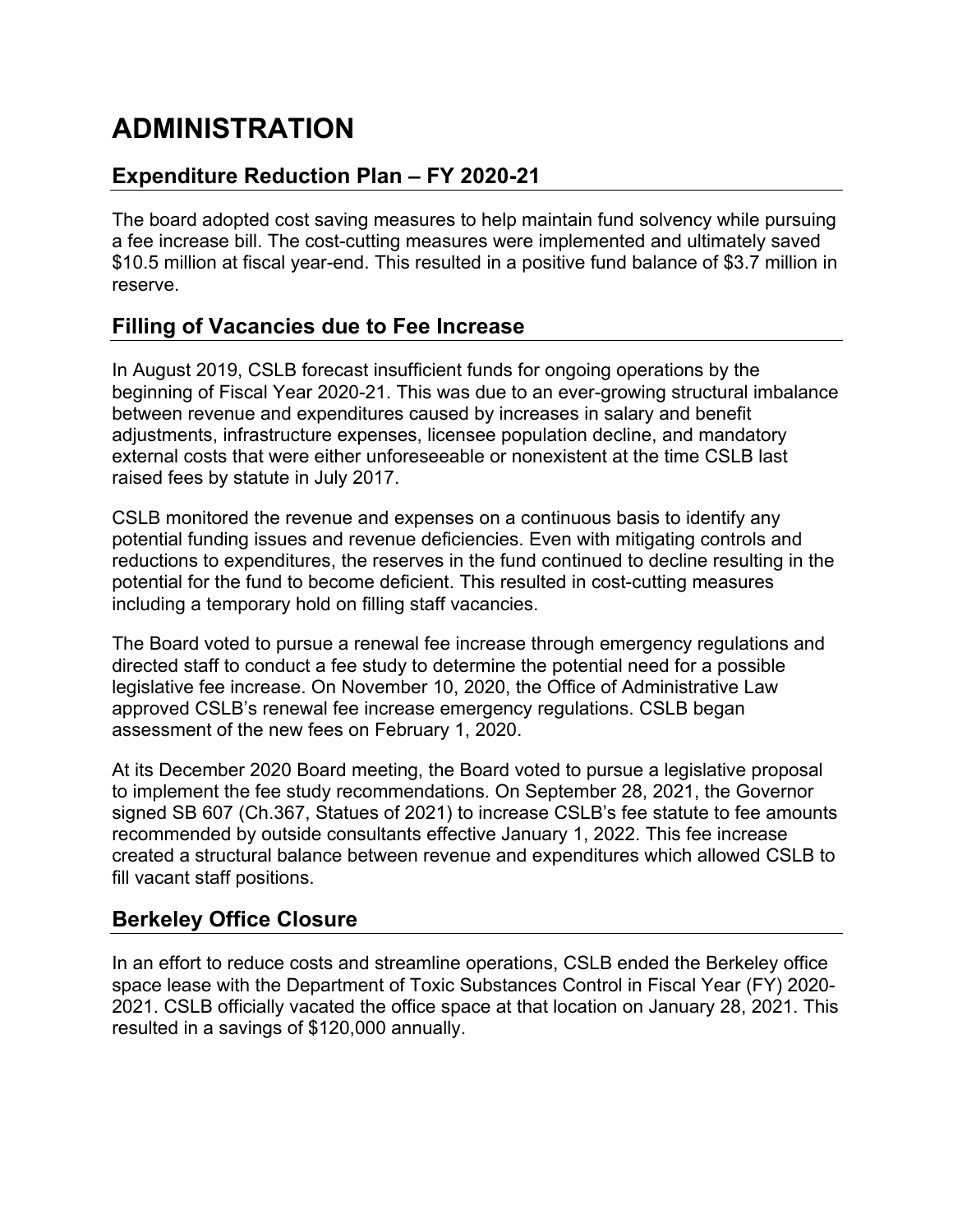# ADMINISTRATION

## Expenditure Reduction Plan – FY 2020-21

The board adopted cost saving measures to help maintain fund solvency while pursuing a fee increase bill. The cost-cutting measures were implemented and ultimately saved $10.5 million at fiscal year-end. This resulted in a positive fund balance of $3.7 million in reserve.

## Filling of Vacancies due to Fee Increase

In August 2019, CSLB forecast insufficient funds for ongoing operations by the beginning of Fiscal Year 2020-21. This was due to an ever-growing structural imbalance between revenue and expenditures caused by increases in salary and benefit adjustments, infrastructure expenses, licensee population decline, and mandatory external costs that were either unforeseeable or nonexistent at the time CSLB last raised fees by statute in July 2017.

CSLB monitored the revenue and expenses on a continuous basis to identify any potential funding issues and revenue deficiencies. Even with mitigating controls and reductions to expenditures, the reserves in the fund continued to decline resulting in the potential for the fund to become deficient. This resulted in cost-cutting measures including a temporary hold on filling staff vacancies.

The Board voted to pursue a renewal fee increase through emergency regulations and directed staff to conduct a fee study to determine the potential need for a possible legislative fee increase. On November 10, 2020, the Office of Administrative Law approved CSLB's renewal fee increase emergency regulations. CSLB began assessment of the new fees on February 1, 2020.

At its December 2020 Board meeting, the Board voted to pursue a legislative proposal to implement the fee study recommendations. On September 28, 2021, the Governor signed SB 607 (Ch.367, Statues of 2021) to increase CSLB's fee statute to fee amounts recommended by outside consultants effective January 1, 2022. This fee increase created a structural balance between revenue and expenditures which allowed CSLB to fill vacant staff positions.

## Berkeley Office Closure

In an effort to reduce costs and streamline operations, CSLB ended the Berkeley office space lease with the Department of Toxic Substances Control in Fiscal Year (FY) 2020-2021. CSLB officially vacated the office space at that location on January 28, 2021. This resulted in a savings of $120,000 annually.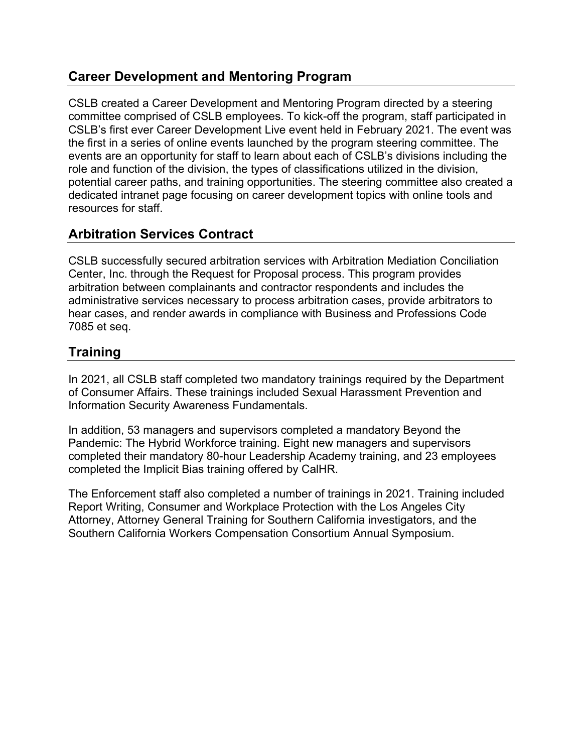## Career Development and Mentoring Program

CSLB created a Career Development and Mentoring Program directed by a steering committee comprised of CSLB employees. To kick-off the program, staff participated in CSLB's first ever Career Development Live event held in February 2021. The event was the first in a series of online events launched by the program steering committee. The events are an opportunity for staff to learn about each of CSLB's divisions including the role and function of the division, the types of classifications utilized in the division, potential career paths, and training opportunities. The steering committee also created a dedicated intranet page focusing on career development topics with online tools and resources for staff.

## Arbitration Services Contract

CSLB successfully secured arbitration services with Arbitration Mediation Conciliation Center, Inc. through the Request for Proposal process. This program provides arbitration between complainants and contractor respondents and includes the administrative services necessary to process arbitration cases, provide arbitrators to hear cases, and render awards in compliance with Business and Professions Code 7085 et seq.

## Training

In 2021, all CSLB staff completed two mandatory trainings required by the Department of Consumer Affairs. These trainings included Sexual Harassment Prevention and Information Security Awareness Fundamentals.

In addition, 53 managers and supervisors completed a mandatory Beyond the Pandemic: The Hybrid Workforce training. Eight new managers and supervisors completed their mandatory 80-hour Leadership Academy training, and 23 employees completed the Implicit Bias training offered by CalHR.

The Enforcement staff also completed a number of trainings in 2021. Training included Report Writing, Consumer and Workplace Protection with the Los Angeles City Attorney, Attorney General Training for Southern California investigators, and the Southern California Workers Compensation Consortium Annual Symposium.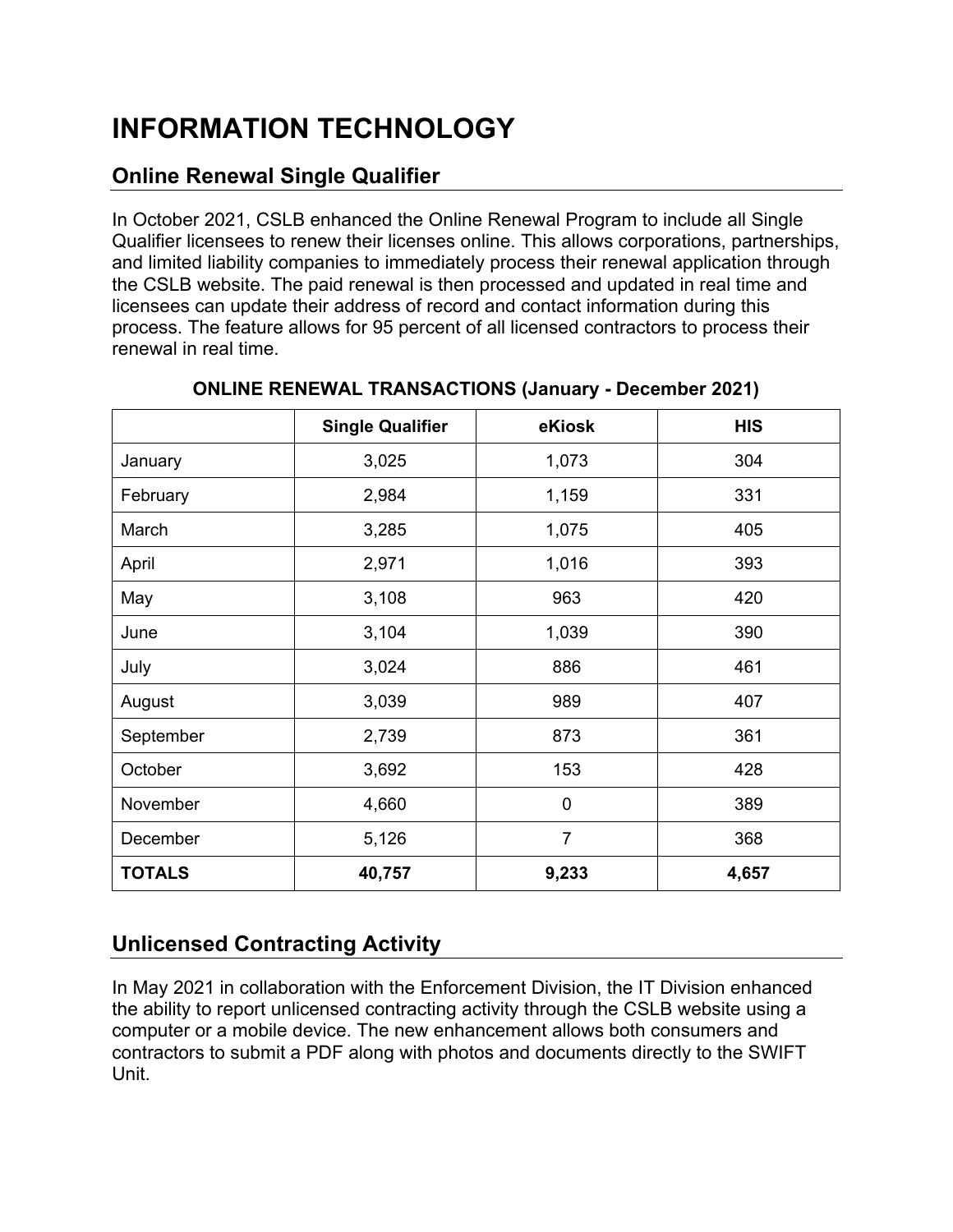# INFORMATION TECHNOLOGY

## Online Renewal Single Qualifier

In October 2021, CSLB enhanced the Online Renewal Program to include all Single Qualifier licensees to renew their licenses online. This allows corporations, partnerships, and limited liability companies to immediately process their renewal application through the CSLB website. The paid renewal is then processed and updated in real time and licensees can update their address of record and contact information during this process. The feature allows for 95 percent of all licensed contractors to process their renewal in real time.

**ONLINE RENEWAL TRANSACTIONS (January - December 2021)**

| | Single Qualifier | eKiosk | HIS |
|---|---|---|---|
| January | 3,025 | 1,073 | 304 |
| February | 2,984 | 1,159 | 331 |
| March | 3,285 | 1,075 | 405 |
| April | 2,971 | 1,016 | 393 |
| May | 3,108 | 963 | 420 |
| June | 3,104 | 1,039 | 390 |
| July | 3,024 | 886 | 461 |
| August | 3,039 | 989 | 407 |
| September | 2,739 | 873 | 361 |
| October | 3,692 | 153 | 428 |
| November | 4,660 | 0 | 389 |
| December | 5,126 | 7 | 368 |
| **TOTALS** | **40,757** | **9,233** | **4,657** |

## Unlicensed Contracting Activity

In May 2021 in collaboration with the Enforcement Division, the IT Division enhanced the ability to report unlicensed contracting activity through the CSLB website using a computer or a mobile device. The new enhancement allows both consumers and contractors to submit a PDF along with photos and documents directly to the SWIFT Unit.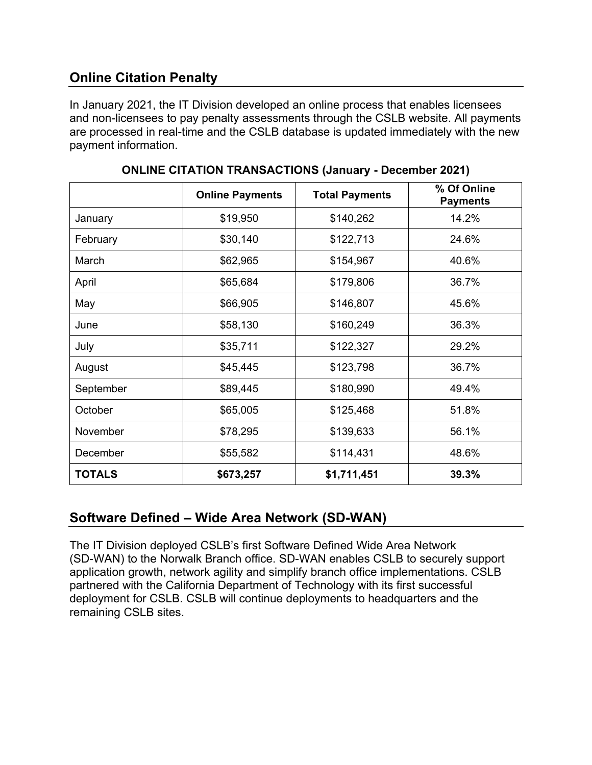## Online Citation Penalty

In January 2021, the IT Division developed an online process that enables licensees and non-licensees to pay penalty assessments through the CSLB website. All payments are processed in real-time and the CSLB database is updated immediately with the new payment information.

**ONLINE CITATION TRANSACTIONS (January - December 2021)**

| | Online Payments | Total Payments | % Of Online Payments |
|---|---|---|---|
| January | $19,950 | $140,262 | 14.2% |
| February | $30,140 | $122,713 | 24.6% |
| March | $62,965 | $154,967 | 40.6% |
| April | $65,684 | $179,806 | 36.7% |
| May | $66,905 | $146,807 | 45.6% |
| June | $58,130 | $160,249 | 36.3% |
| July | $35,711 | $122,327 | 29.2% |
| August | $45,445 | $123,798 | 36.7% |
| September | $89,445 | $180,990 | 49.4% |
| October | $65,005 | $125,468 | 51.8% |
| November | $78,295 | $139,633 | 56.1% |
| December | $55,582 | $114,431 | 48.6% |
| **TOTALS** | **$673,257** | **$1,711,451** | **39.3%** |

## Software Defined – Wide Area Network (SD-WAN)

The IT Division deployed CSLB's first Software Defined Wide Area Network (SD-WAN) to the Norwalk Branch office. SD-WAN enables CSLB to securely support application growth, network agility and simplify branch office implementations. CSLB partnered with the California Department of Technology with its first successful deployment for CSLB. CSLB will continue deployments to headquarters and the remaining CSLB sites.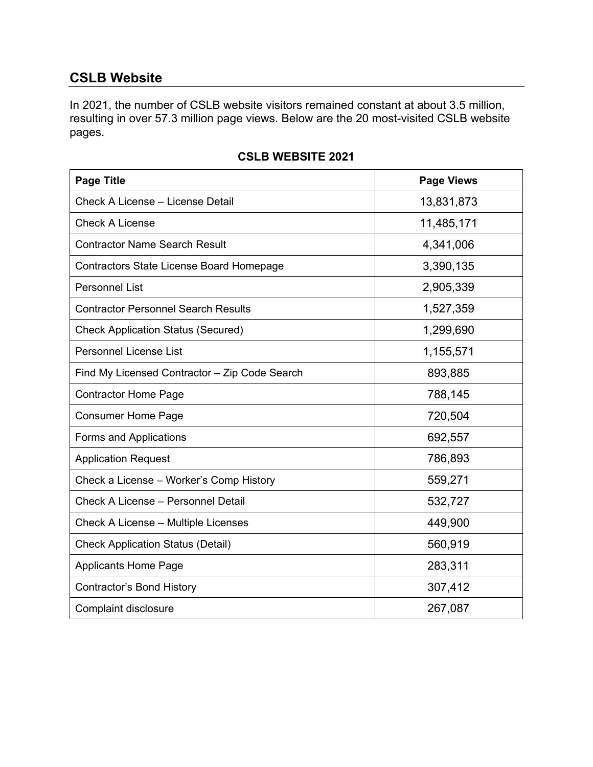## CSLB Website

In 2021, the number of CSLB website visitors remained constant at about 3.5 million, resulting in over 57.3 million page views. Below are the 20 most-visited CSLB website pages.

**CSLB WEBSITE 2021**

| Page Title | Page Views |
|---|---|
| Check A License – License Detail | 13,831,873 |
| Check A License | 11,485,171 |
| Contractor Name Search Result | 4,341,006 |
| Contractors State License Board Homepage | 3,390,135 |
| Personnel List | 2,905,339 |
| Contractor Personnel Search Results | 1,527,359 |
| Check Application Status (Secured) | 1,299,690 |
| Personnel License List | 1,155,571 |
| Find My Licensed Contractor – Zip Code Search | 893,885 |
| Contractor Home Page | 788,145 |
| Consumer Home Page | 720,504 |
| Forms and Applications | 692,557 |
| Application Request | 786,893 |
| Check a License – Worker's Comp History | 559,271 |
| Check A License – Personnel Detail | 532,727 |
| Check A License – Multiple Licenses | 449,900 |
| Check Application Status (Detail) | 560,919 |
| Applicants Home Page | 283,311 |
| Contractor's Bond History | 307,412 |
| Complaint disclosure | 267,087 |